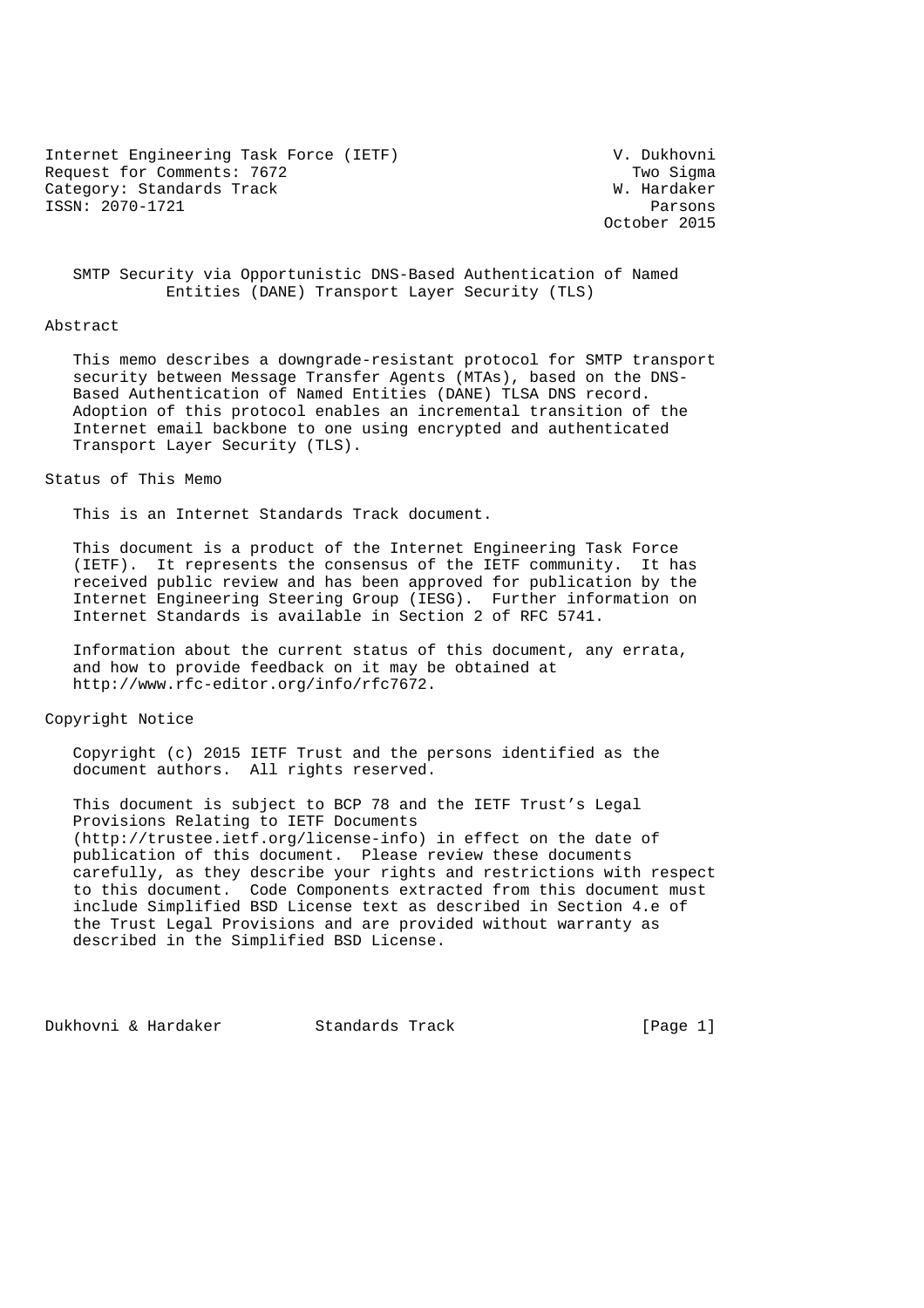Internet Engineering Task Force (IETF) V. Dukhovni
Request for Comments: 7672 Two Sigma
Category: Standards Track W. Hardaker
ISSN: 2070-1721 Parsons
October 2015

# SMTP Security via Opportunistic DNS-Based Authentication of Named Entities (DANE) Transport Layer Security (TLS)

## Abstract

This memo describes a downgrade-resistant protocol for SMTP transport security between Message Transfer Agents (MTAs), based on the DNS-Based Authentication of Named Entities (DANE) TLSA DNS record. Adoption of this protocol enables an incremental transition of the Internet email backbone to one using encrypted and authenticated Transport Layer Security (TLS).

## Status of This Memo

This is an Internet Standards Track document.

This document is a product of the Internet Engineering Task Force (IETF). It represents the consensus of the IETF community. It has received public review and has been approved for publication by the Internet Engineering Steering Group (IESG). Further information on Internet Standards is available in Section 2 of RFC 5741.

Information about the current status of this document, any errata, and how to provide feedback on it may be obtained at http://www.rfc-editor.org/info/rfc7672.

## Copyright Notice

Copyright (c) 2015 IETF Trust and the persons identified as the document authors. All rights reserved.

This document is subject to BCP 78 and the IETF Trust's Legal Provisions Relating to IETF Documents (http://trustee.ietf.org/license-info) in effect on the date of publication of this document. Please review these documents carefully, as they describe your rights and restrictions with respect to this document. Code Components extracted from this document must include Simplified BSD License text as described in Section 4.e of the Trust Legal Provisions and are provided without warranty as described in the Simplified BSD License.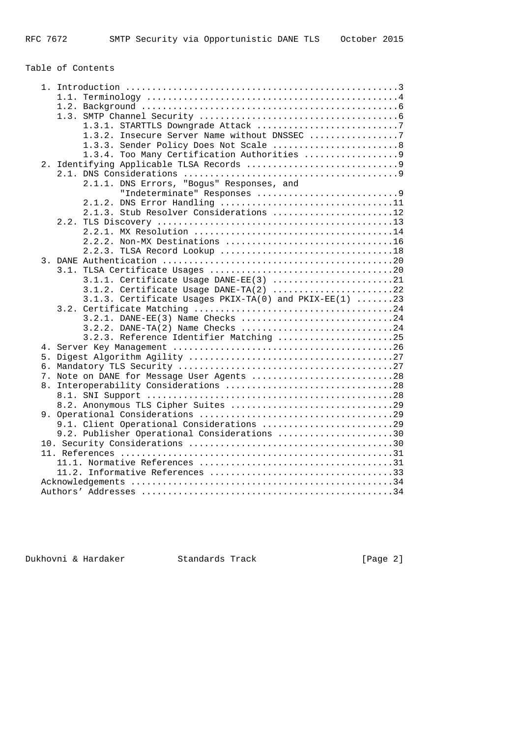Table of Contents

```
   1. Introduction ....................................................3
      1.1. Terminology ................................................4
      1.2. Background .................................................6
      1.3. SMTP Channel Security ......................................6
           1.3.1. STARTTLS Downgrade Attack ...........................7
           1.3.2. Insecure Server Name without DNSSEC .................7
           1.3.3. Sender Policy Does Not Scale ........................8
           1.3.4. Too Many Certification Authorities ..................9
   2. Identifying Applicable TLSA Records .............................9
      2.1. DNS Considerations .........................................9
           2.1.1. DNS Errors, "Bogus" Responses, and
                  "Indeterminate" Responses ...........................9
           2.1.2. DNS Error Handling .................................11
           2.1.3. Stub Resolver Considerations .......................12
      2.2. TLS Discovery .............................................13
           2.2.1. MX Resolution ......................................14
           2.2.2. Non-MX Destinations ................................16
           2.2.3. TLSA Record Lookup .................................18
   3. DANE Authentication ............................................20
      3.1. TLSA Certificate Usages ...................................20
           3.1.1. Certificate Usage DANE-EE(3) .......................21
           3.1.2. Certificate Usage DANE-TA(2) .......................22
           3.1.3. Certificate Usages PKIX-TA(0) and PKIX-EE(1) .......23
      3.2. Certificate Matching ......................................24
           3.2.1. DANE-EE(3) Name Checks .............................24
           3.2.2. DANE-TA(2) Name Checks .............................24
           3.2.3. Reference Identifier Matching ......................25
   4. Server Key Management ..........................................26
   5. Digest Algorithm Agility .......................................27
   6. Mandatory TLS Security .........................................27
   7. Note on DANE for Message User Agents ...........................28
   8. Interoperability Considerations ................................28
      8.1. SNI Support ...............................................28
      8.2. Anonymous TLS Cipher Suites ...............................29
   9. Operational Considerations .....................................29
      9.1. Client Operational Considerations .........................29
      9.2. Publisher Operational Considerations ......................30
   10. Security Considerations .......................................30
   11. References ....................................................31
      11.1. Normative References .....................................31
      11.2. Informative References ...................................33
   Acknowledgements ..................................................34
   Authors' Addresses ................................................34
```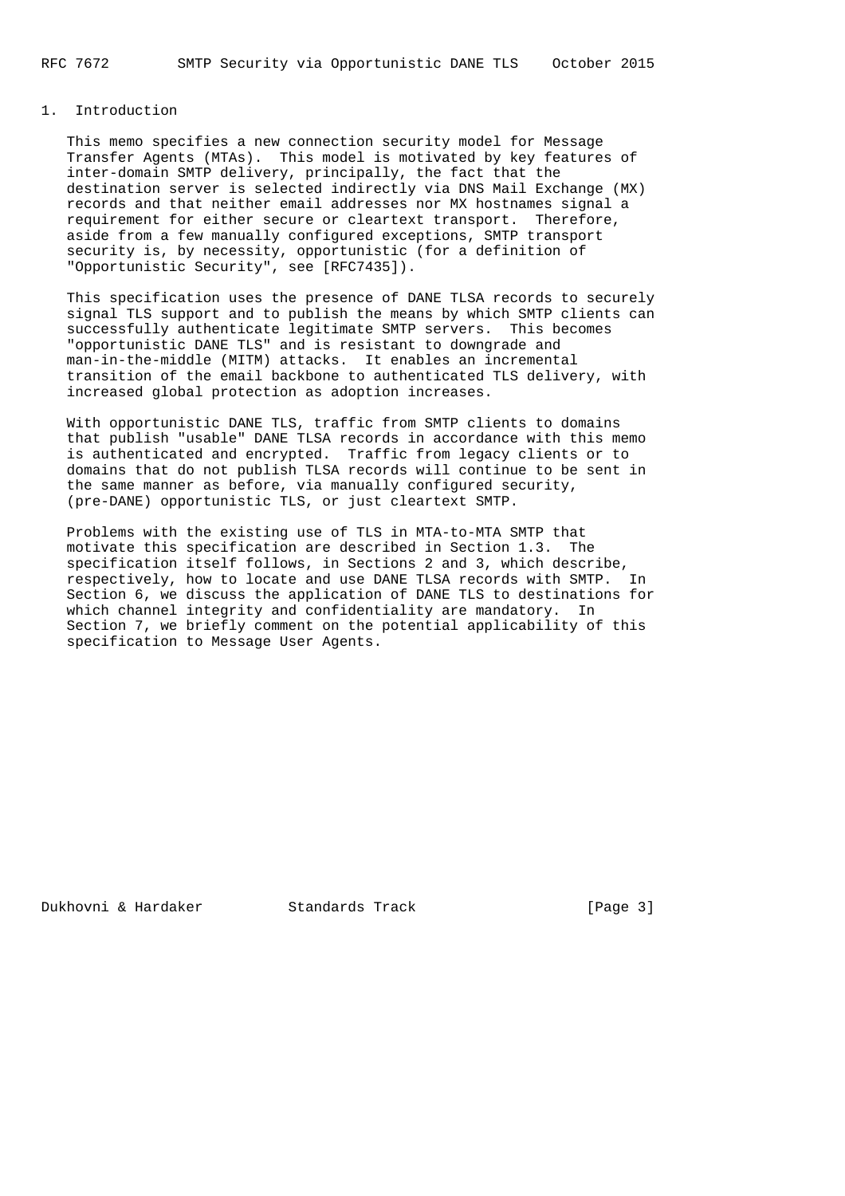# 1. Introduction

This memo specifies a new connection security model for Message Transfer Agents (MTAs). This model is motivated by key features of inter-domain SMTP delivery, principally, the fact that the destination server is selected indirectly via DNS Mail Exchange (MX) records and that neither email addresses nor MX hostnames signal a requirement for either secure or cleartext transport. Therefore, aside from a few manually configured exceptions, SMTP transport security is, by necessity, opportunistic (for a definition of "Opportunistic Security", see [RFC7435]).

This specification uses the presence of DANE TLSA records to securely signal TLS support and to publish the means by which SMTP clients can successfully authenticate legitimate SMTP servers. This becomes "opportunistic DANE TLS" and is resistant to downgrade and man-in-the-middle (MITM) attacks. It enables an incremental transition of the email backbone to authenticated TLS delivery, with increased global protection as adoption increases.

With opportunistic DANE TLS, traffic from SMTP clients to domains that publish "usable" DANE TLSA records in accordance with this memo is authenticated and encrypted. Traffic from legacy clients or to domains that do not publish TLSA records will continue to be sent in the same manner as before, via manually configured security, (pre-DANE) opportunistic TLS, or just cleartext SMTP.

Problems with the existing use of TLS in MTA-to-MTA SMTP that motivate this specification are described in Section 1.3. The specification itself follows, in Sections 2 and 3, which describe, respectively, how to locate and use DANE TLSA records with SMTP. In Section 6, we discuss the application of DANE TLS to destinations for which channel integrity and confidentiality are mandatory. In Section 7, we briefly comment on the potential applicability of this specification to Message User Agents.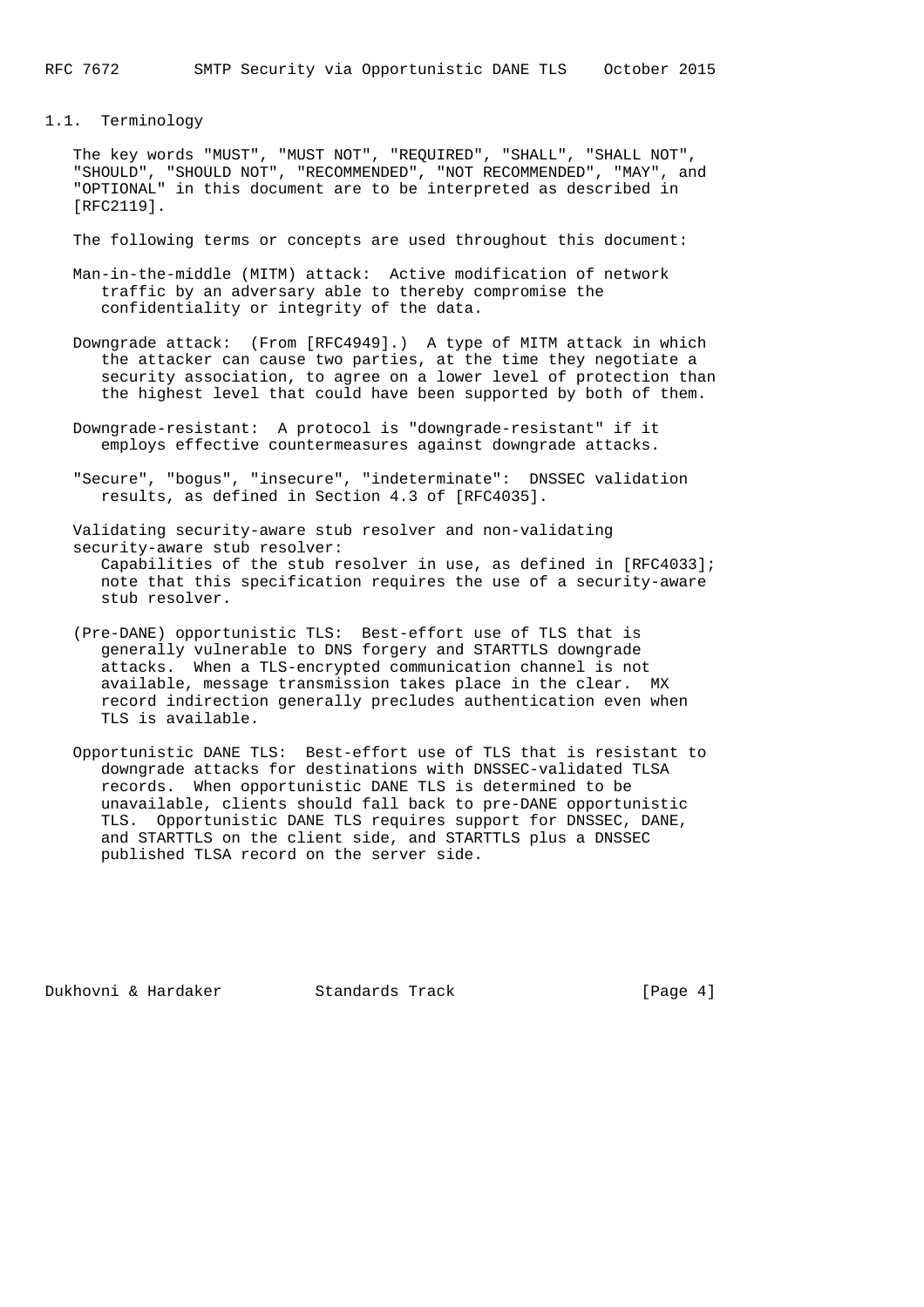### 1.1. Terminology

The key words "MUST", "MUST NOT", "REQUIRED", "SHALL", "SHALL NOT", "SHOULD", "SHOULD NOT", "RECOMMENDED", "NOT RECOMMENDED", "MAY", and "OPTIONAL" in this document are to be interpreted as described in [RFC2119].

The following terms or concepts are used throughout this document:

Man-in-the-middle (MITM) attack: Active modification of network traffic by an adversary able to thereby compromise the confidentiality or integrity of the data.

Downgrade attack: (From [RFC4949].) A type of MITM attack in which the attacker can cause two parties, at the time they negotiate a security association, to agree on a lower level of protection than the highest level that could have been supported by both of them.

Downgrade-resistant: A protocol is "downgrade-resistant" if it employs effective countermeasures against downgrade attacks.

"Secure", "bogus", "insecure", "indeterminate": DNSSEC validation results, as defined in Section 4.3 of [RFC4035].

Validating security-aware stub resolver and non-validating security-aware stub resolver:
Capabilities of the stub resolver in use, as defined in [RFC4033]; note that this specification requires the use of a security-aware stub resolver.

(Pre-DANE) opportunistic TLS: Best-effort use of TLS that is generally vulnerable to DNS forgery and STARTTLS downgrade attacks. When a TLS-encrypted communication channel is not available, message transmission takes place in the clear. MX record indirection generally precludes authentication even when TLS is available.

Opportunistic DANE TLS: Best-effort use of TLS that is resistant to downgrade attacks for destinations with DNSSEC-validated TLSA records. When opportunistic DANE TLS is determined to be unavailable, clients should fall back to pre-DANE opportunistic TLS. Opportunistic DANE TLS requires support for DNSSEC, DANE, and STARTTLS on the client side, and STARTTLS plus a DNSSEC published TLSA record on the server side.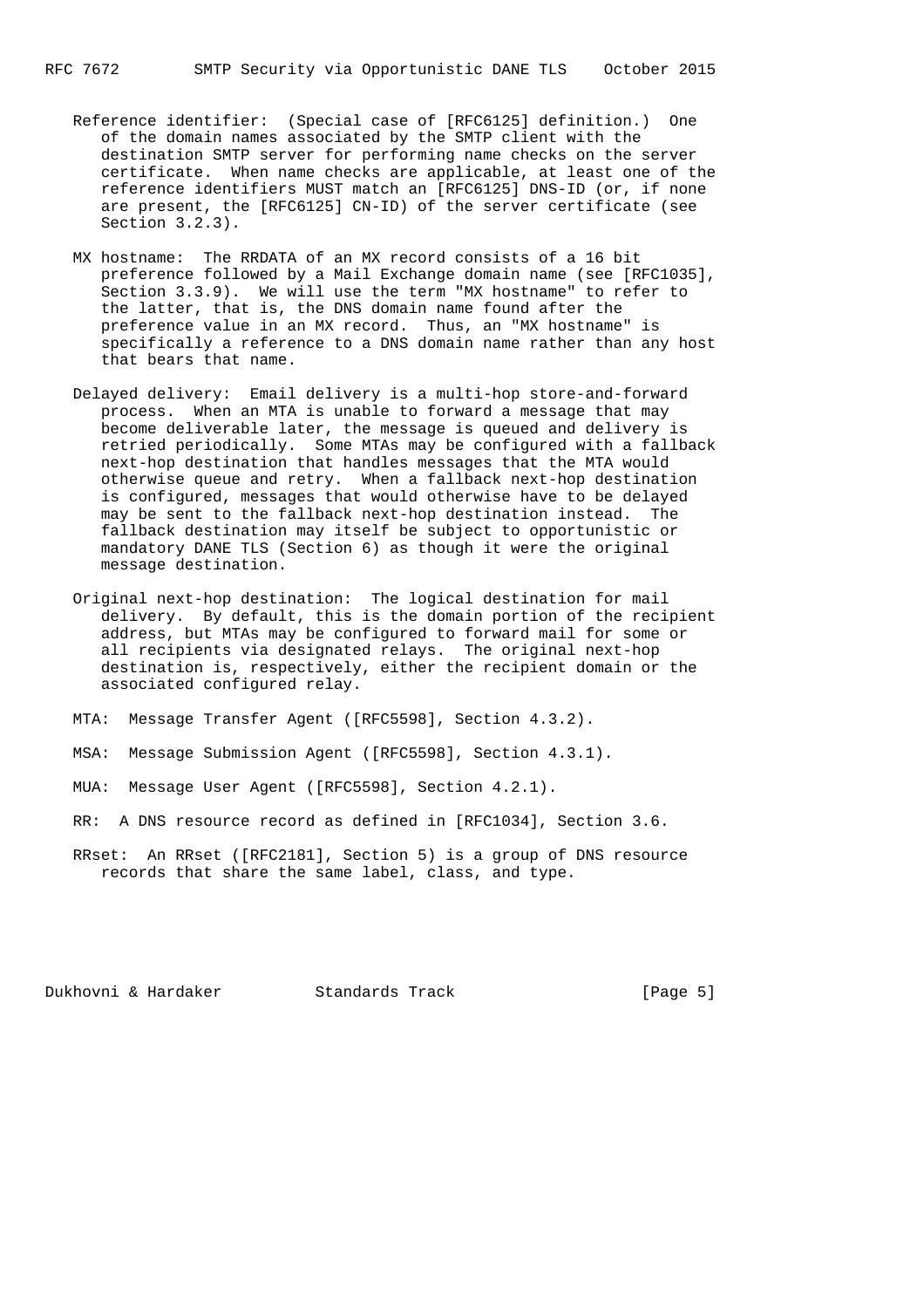Reference identifier: (Special case of [RFC6125] definition.) One of the domain names associated by the SMTP client with the destination SMTP server for performing name checks on the server certificate. When name checks are applicable, at least one of the reference identifiers MUST match an [RFC6125] DNS-ID (or, if none are present, the [RFC6125] CN-ID) of the server certificate (see Section 3.2.3).

MX hostname: The RRDATA of an MX record consists of a 16 bit preference followed by a Mail Exchange domain name (see [RFC1035], Section 3.3.9). We will use the term "MX hostname" to refer to the latter, that is, the DNS domain name found after the preference value in an MX record. Thus, an "MX hostname" is specifically a reference to a DNS domain name rather than any host that bears that name.

Delayed delivery: Email delivery is a multi-hop store-and-forward process. When an MTA is unable to forward a message that may become deliverable later, the message is queued and delivery is retried periodically. Some MTAs may be configured with a fallback next-hop destination that handles messages that the MTA would otherwise queue and retry. When a fallback next-hop destination is configured, messages that would otherwise have to be delayed may be sent to the fallback next-hop destination instead. The fallback destination may itself be subject to opportunistic or mandatory DANE TLS (Section 6) as though it were the original message destination.

Original next-hop destination: The logical destination for mail delivery. By default, this is the domain portion of the recipient address, but MTAs may be configured to forward mail for some or all recipients via designated relays. The original next-hop destination is, respectively, either the recipient domain or the associated configured relay.

MTA: Message Transfer Agent ([RFC5598], Section 4.3.2).

MSA: Message Submission Agent ([RFC5598], Section 4.3.1).

MUA: Message User Agent ([RFC5598], Section 4.2.1).

RR: A DNS resource record as defined in [RFC1034], Section 3.6.

RRset: An RRset ([RFC2181], Section 5) is a group of DNS resource records that share the same label, class, and type.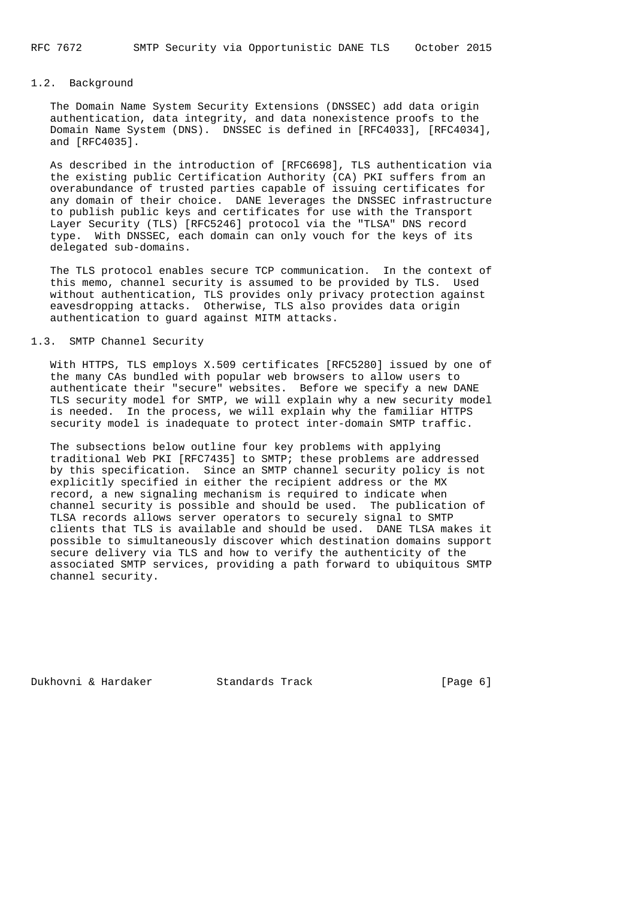### 1.2. Background

The Domain Name System Security Extensions (DNSSEC) add data origin authentication, data integrity, and data nonexistence proofs to the Domain Name System (DNS). DNSSEC is defined in [RFC4033], [RFC4034], and [RFC4035].

As described in the introduction of [RFC6698], TLS authentication via the existing public Certification Authority (CA) PKI suffers from an overabundance of trusted parties capable of issuing certificates for any domain of their choice. DANE leverages the DNSSEC infrastructure to publish public keys and certificates for use with the Transport Layer Security (TLS) [RFC5246] protocol via the "TLSA" DNS record type. With DNSSEC, each domain can only vouch for the keys of its delegated sub-domains.

The TLS protocol enables secure TCP communication. In the context of this memo, channel security is assumed to be provided by TLS. Used without authentication, TLS provides only privacy protection against eavesdropping attacks. Otherwise, TLS also provides data origin authentication to guard against MITM attacks.

### 1.3. SMTP Channel Security

With HTTPS, TLS employs X.509 certificates [RFC5280] issued by one of the many CAs bundled with popular web browsers to allow users to authenticate their "secure" websites. Before we specify a new DANE TLS security model for SMTP, we will explain why a new security model is needed. In the process, we will explain why the familiar HTTPS security model is inadequate to protect inter-domain SMTP traffic.

The subsections below outline four key problems with applying traditional Web PKI [RFC7435] to SMTP; these problems are addressed by this specification. Since an SMTP channel security policy is not explicitly specified in either the recipient address or the MX record, a new signaling mechanism is required to indicate when channel security is possible and should be used. The publication of TLSA records allows server operators to securely signal to SMTP clients that TLS is available and should be used. DANE TLSA makes it possible to simultaneously discover which destination domains support secure delivery via TLS and how to verify the authenticity of the associated SMTP services, providing a path forward to ubiquitous SMTP channel security.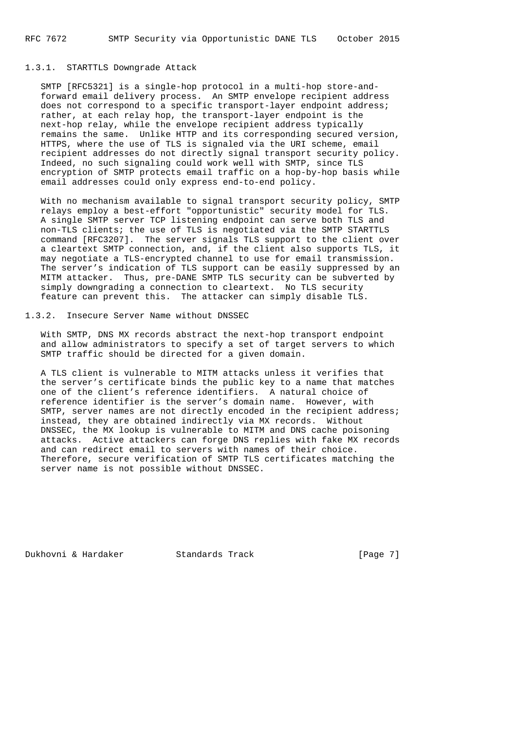### 1.3.1. STARTTLS Downgrade Attack

SMTP [RFC5321] is a single-hop protocol in a multi-hop store-and-forward email delivery process. An SMTP envelope recipient address does not correspond to a specific transport-layer endpoint address; rather, at each relay hop, the transport-layer endpoint is the next-hop relay, while the envelope recipient address typically remains the same. Unlike HTTP and its corresponding secured version, HTTPS, where the use of TLS is signaled via the URI scheme, email recipient addresses do not directly signal transport security policy. Indeed, no such signaling could work well with SMTP, since TLS encryption of SMTP protects email traffic on a hop-by-hop basis while email addresses could only express end-to-end policy.

With no mechanism available to signal transport security policy, SMTP relays employ a best-effort "opportunistic" security model for TLS. A single SMTP server TCP listening endpoint can serve both TLS and non-TLS clients; the use of TLS is negotiated via the SMTP STARTTLS command [RFC3207]. The server signals TLS support to the client over a cleartext SMTP connection, and, if the client also supports TLS, it may negotiate a TLS-encrypted channel to use for email transmission. The server's indication of TLS support can be easily suppressed by an MITM attacker. Thus, pre-DANE SMTP TLS security can be subverted by simply downgrading a connection to cleartext. No TLS security feature can prevent this. The attacker can simply disable TLS.

### 1.3.2. Insecure Server Name without DNSSEC

With SMTP, DNS MX records abstract the next-hop transport endpoint and allow administrators to specify a set of target servers to which SMTP traffic should be directed for a given domain.

A TLS client is vulnerable to MITM attacks unless it verifies that the server's certificate binds the public key to a name that matches one of the client's reference identifiers. A natural choice of reference identifier is the server's domain name. However, with SMTP, server names are not directly encoded in the recipient address; instead, they are obtained indirectly via MX records. Without DNSSEC, the MX lookup is vulnerable to MITM and DNS cache poisoning attacks. Active attackers can forge DNS replies with fake MX records and can redirect email to servers with names of their choice. Therefore, secure verification of SMTP TLS certificates matching the server name is not possible without DNSSEC.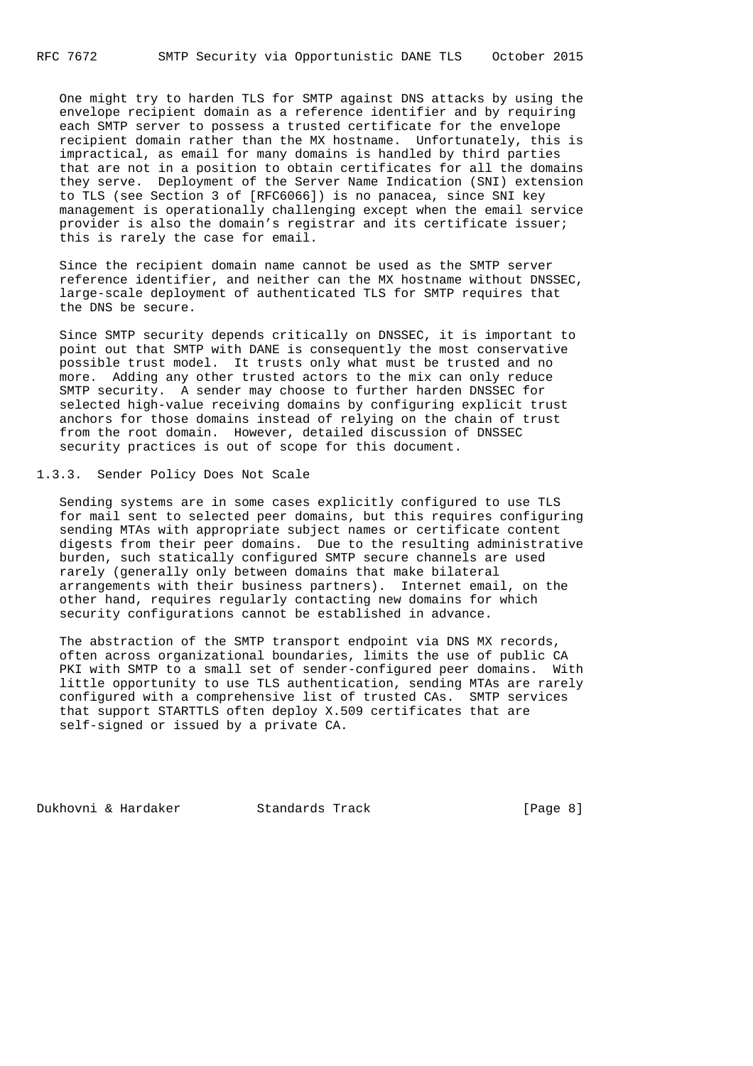One might try to harden TLS for SMTP against DNS attacks by using the envelope recipient domain as a reference identifier and by requiring each SMTP server to possess a trusted certificate for the envelope recipient domain rather than the MX hostname. Unfortunately, this is impractical, as email for many domains is handled by third parties that are not in a position to obtain certificates for all the domains they serve. Deployment of the Server Name Indication (SNI) extension to TLS (see Section 3 of [RFC6066]) is no panacea, since SNI key management is operationally challenging except when the email service provider is also the domain's registrar and its certificate issuer; this is rarely the case for email.

Since the recipient domain name cannot be used as the SMTP server reference identifier, and neither can the MX hostname without DNSSEC, large-scale deployment of authenticated TLS for SMTP requires that the DNS be secure.

Since SMTP security depends critically on DNSSEC, it is important to point out that SMTP with DANE is consequently the most conservative possible trust model. It trusts only what must be trusted and no more. Adding any other trusted actors to the mix can only reduce SMTP security. A sender may choose to further harden DNSSEC for selected high-value receiving domains by configuring explicit trust anchors for those domains instead of relying on the chain of trust from the root domain. However, detailed discussion of DNSSEC security practices is out of scope for this document.

### 1.3.3. Sender Policy Does Not Scale

Sending systems are in some cases explicitly configured to use TLS for mail sent to selected peer domains, but this requires configuring sending MTAs with appropriate subject names or certificate content digests from their peer domains. Due to the resulting administrative burden, such statically configured SMTP secure channels are used rarely (generally only between domains that make bilateral arrangements with their business partners). Internet email, on the other hand, requires regularly contacting new domains for which security configurations cannot be established in advance.

The abstraction of the SMTP transport endpoint via DNS MX records, often across organizational boundaries, limits the use of public CA PKI with SMTP to a small set of sender-configured peer domains. With little opportunity to use TLS authentication, sending MTAs are rarely configured with a comprehensive list of trusted CAs. SMTP services that support STARTTLS often deploy X.509 certificates that are self-signed or issued by a private CA.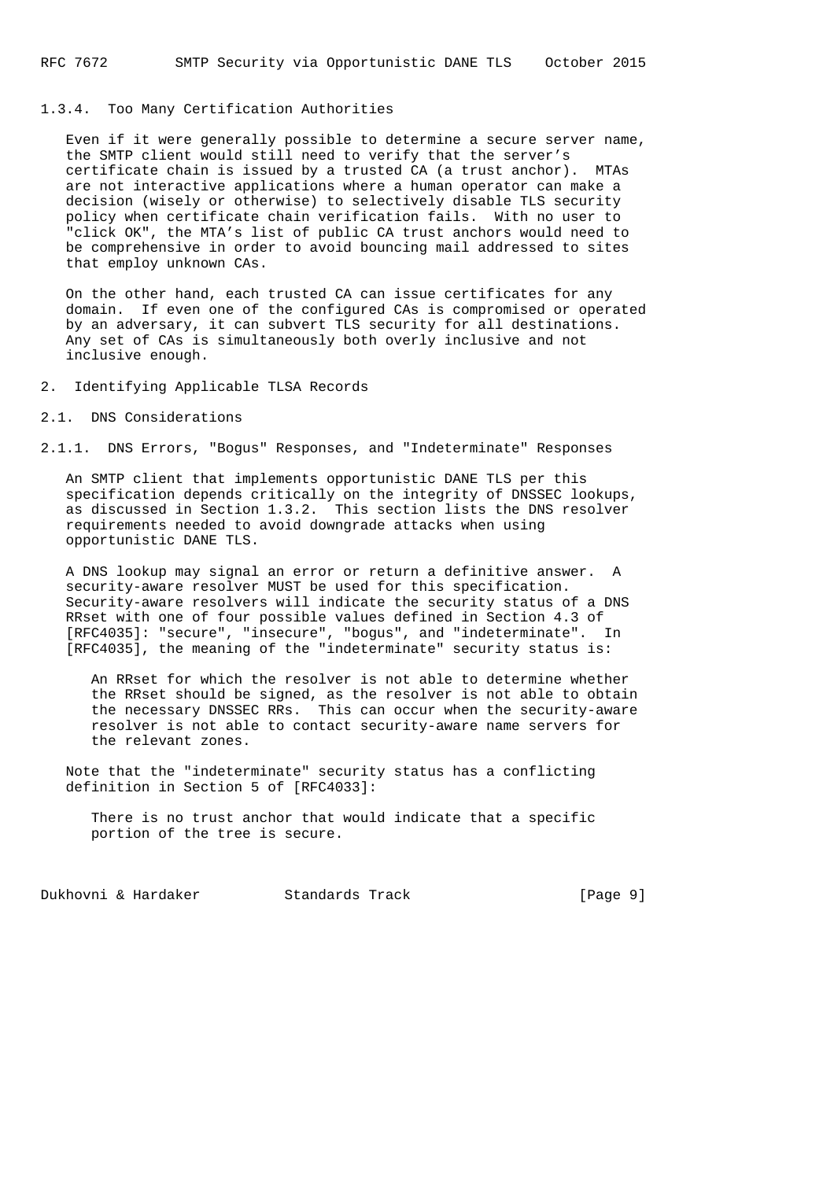### 1.3.4. Too Many Certification Authorities

Even if it were generally possible to determine a secure server name, the SMTP client would still need to verify that the server's certificate chain is issued by a trusted CA (a trust anchor). MTAs are not interactive applications where a human operator can make a decision (wisely or otherwise) to selectively disable TLS security policy when certificate chain verification fails. With no user to "click OK", the MTA's list of public CA trust anchors would need to be comprehensive in order to avoid bouncing mail addressed to sites that employ unknown CAs.

On the other hand, each trusted CA can issue certificates for any domain. If even one of the configured CAs is compromised or operated by an adversary, it can subvert TLS security for all destinations. Any set of CAs is simultaneously both overly inclusive and not inclusive enough.

# 2. Identifying Applicable TLSA Records

## 2.1. DNS Considerations

### 2.1.1. DNS Errors, "Bogus" Responses, and "Indeterminate" Responses

An SMTP client that implements opportunistic DANE TLS per this specification depends critically on the integrity of DNSSEC lookups, as discussed in Section 1.3.2. This section lists the DNS resolver requirements needed to avoid downgrade attacks when using opportunistic DANE TLS.

A DNS lookup may signal an error or return a definitive answer. A security-aware resolver MUST be used for this specification. Security-aware resolvers will indicate the security status of a DNS RRset with one of four possible values defined in Section 4.3 of [RFC4035]: "secure", "insecure", "bogus", and "indeterminate". In [RFC4035], the meaning of the "indeterminate" security status is:

> An RRset for which the resolver is not able to determine whether the RRset should be signed, as the resolver is not able to obtain the necessary DNSSEC RRs. This can occur when the security-aware resolver is not able to contact security-aware name servers for the relevant zones.

Note that the "indeterminate" security status has a conflicting definition in Section 5 of [RFC4033]:

> There is no trust anchor that would indicate that a specific portion of the tree is secure.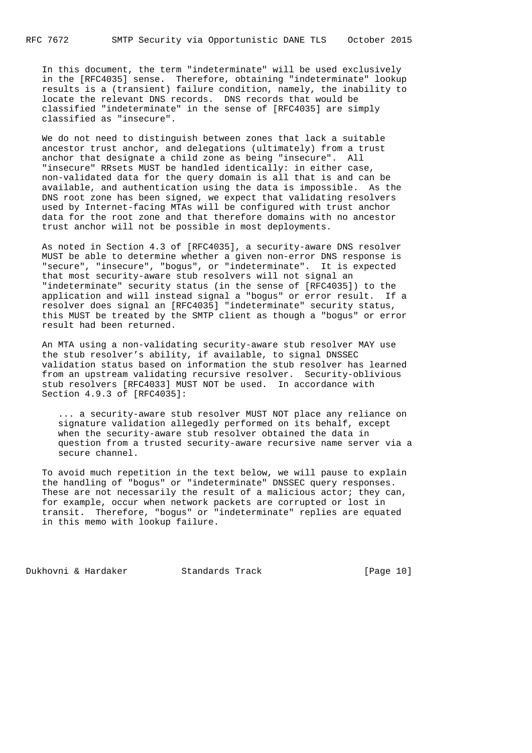In this document, the term "indeterminate" will be used exclusively in the [RFC4035] sense. Therefore, obtaining "indeterminate" lookup results is a (transient) failure condition, namely, the inability to locate the relevant DNS records. DNS records that would be classified "indeterminate" in the sense of [RFC4035] are simply classified as "insecure".

We do not need to distinguish between zones that lack a suitable ancestor trust anchor, and delegations (ultimately) from a trust anchor that designate a child zone as being "insecure". All "insecure" RRsets MUST be handled identically: in either case, non-validated data for the query domain is all that is and can be available, and authentication using the data is impossible. As the DNS root zone has been signed, we expect that validating resolvers used by Internet-facing MTAs will be configured with trust anchor data for the root zone and that therefore domains with no ancestor trust anchor will not be possible in most deployments.

As noted in Section 4.3 of [RFC4035], a security-aware DNS resolver MUST be able to determine whether a given non-error DNS response is "secure", "insecure", "bogus", or "indeterminate". It is expected that most security-aware stub resolvers will not signal an "indeterminate" security status (in the sense of [RFC4035]) to the application and will instead signal a "bogus" or error result. If a resolver does signal an [RFC4035] "indeterminate" security status, this MUST be treated by the SMTP client as though a "bogus" or error result had been returned.

An MTA using a non-validating security-aware stub resolver MAY use the stub resolver's ability, if available, to signal DNSSEC validation status based on information the stub resolver has learned from an upstream validating recursive resolver. Security-oblivious stub resolvers [RFC4033] MUST NOT be used. In accordance with Section 4.9.3 of [RFC4035]:

> ... a security-aware stub resolver MUST NOT place any reliance on signature validation allegedly performed on its behalf, except when the security-aware stub resolver obtained the data in question from a trusted security-aware recursive name server via a secure channel.

To avoid much repetition in the text below, we will pause to explain the handling of "bogus" or "indeterminate" DNSSEC query responses. These are not necessarily the result of a malicious actor; they can, for example, occur when network packets are corrupted or lost in transit. Therefore, "bogus" or "indeterminate" replies are equated in this memo with lookup failure.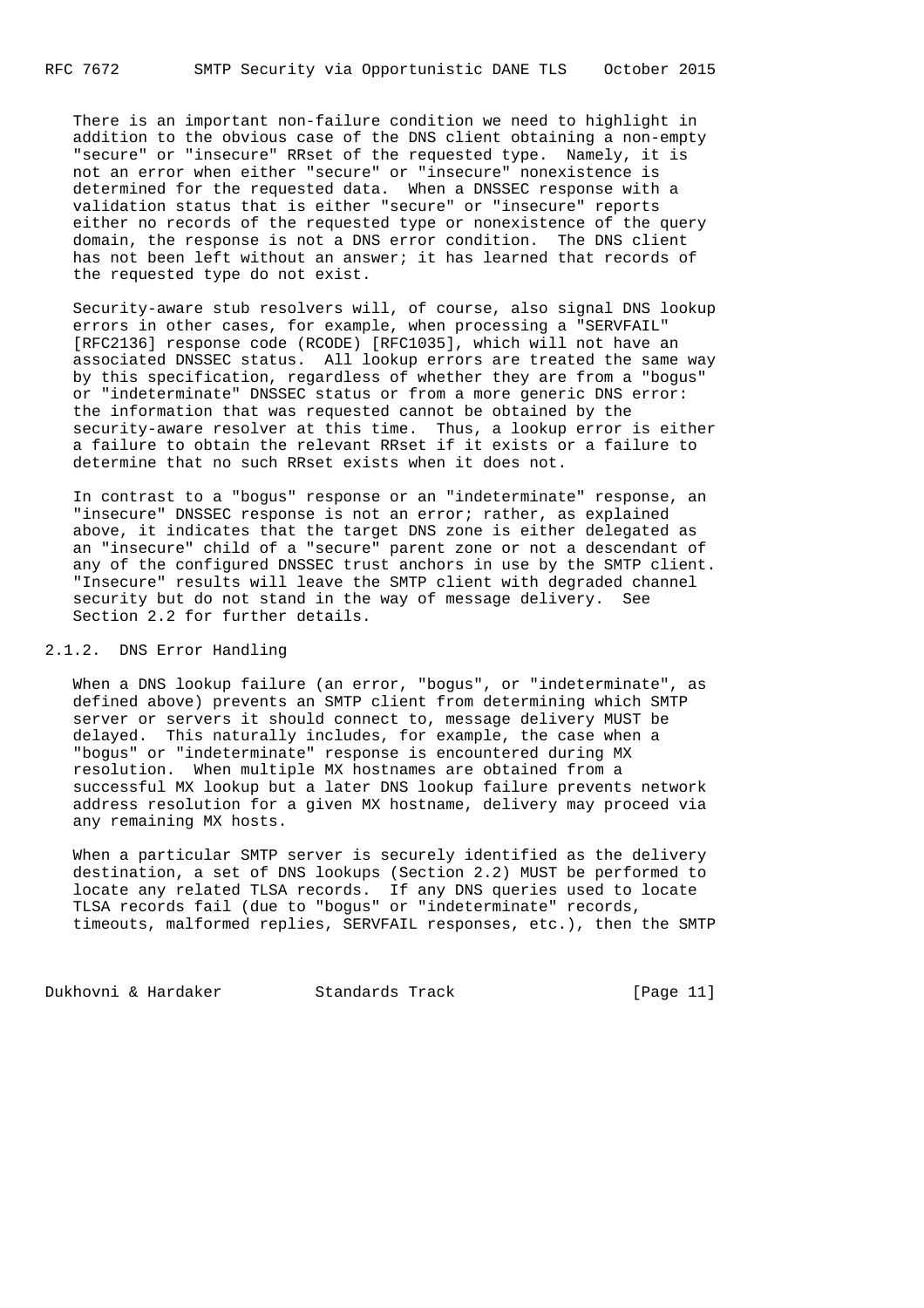There is an important non-failure condition we need to highlight in addition to the obvious case of the DNS client obtaining a non-empty "secure" or "insecure" RRset of the requested type. Namely, it is not an error when either "secure" or "insecure" nonexistence is determined for the requested data. When a DNSSEC response with a validation status that is either "secure" or "insecure" reports either no records of the requested type or nonexistence of the query domain, the response is not a DNS error condition. The DNS client has not been left without an answer; it has learned that records of the requested type do not exist.

Security-aware stub resolvers will, of course, also signal DNS lookup errors in other cases, for example, when processing a "SERVFAIL" [RFC2136] response code (RCODE) [RFC1035], which will not have an associated DNSSEC status. All lookup errors are treated the same way by this specification, regardless of whether they are from a "bogus" or "indeterminate" DNSSEC status or from a more generic DNS error: the information that was requested cannot be obtained by the security-aware resolver at this time. Thus, a lookup error is either a failure to obtain the relevant RRset if it exists or a failure to determine that no such RRset exists when it does not.

In contrast to a "bogus" response or an "indeterminate" response, an "insecure" DNSSEC response is not an error; rather, as explained above, it indicates that the target DNS zone is either delegated as an "insecure" child of a "secure" parent zone or not a descendant of any of the configured DNSSEC trust anchors in use by the SMTP client. "Insecure" results will leave the SMTP client with degraded channel security but do not stand in the way of message delivery. See Section 2.2 for further details.

#### 2.1.2. DNS Error Handling

When a DNS lookup failure (an error, "bogus", or "indeterminate", as defined above) prevents an SMTP client from determining which SMTP server or servers it should connect to, message delivery MUST be delayed. This naturally includes, for example, the case when a "bogus" or "indeterminate" response is encountered during MX resolution. When multiple MX hostnames are obtained from a successful MX lookup but a later DNS lookup failure prevents network address resolution for a given MX hostname, delivery may proceed via any remaining MX hosts.

When a particular SMTP server is securely identified as the delivery destination, a set of DNS lookups (Section 2.2) MUST be performed to locate any related TLSA records. If any DNS queries used to locate TLSA records fail (due to "bogus" or "indeterminate" records, timeouts, malformed replies, SERVFAIL responses, etc.), then the SMTP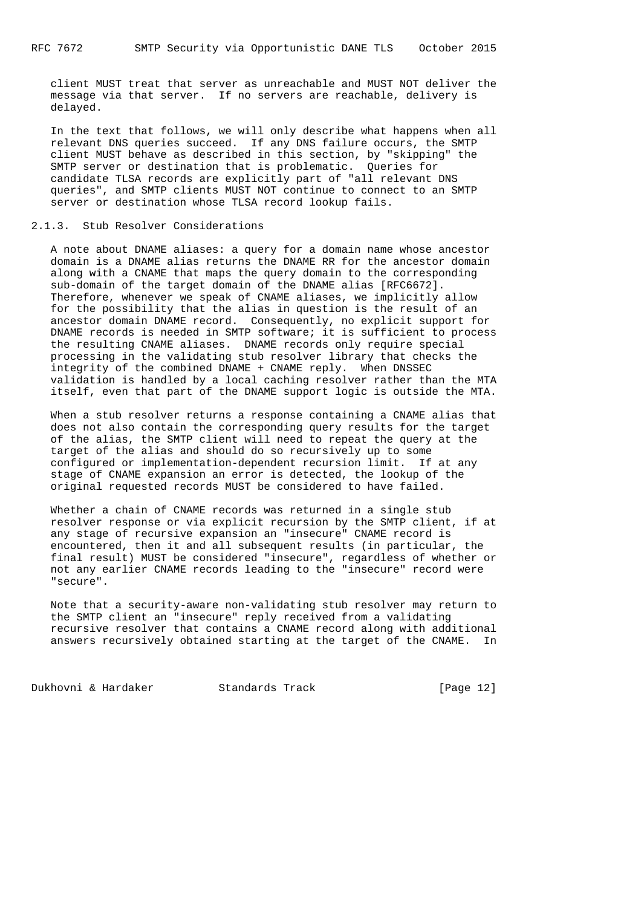client MUST treat that server as unreachable and MUST NOT deliver the message via that server. If no servers are reachable, delivery is delayed.

In the text that follows, we will only describe what happens when all relevant DNS queries succeed. If any DNS failure occurs, the SMTP client MUST behave as described in this section, by "skipping" the SMTP server or destination that is problematic. Queries for candidate TLSA records are explicitly part of "all relevant DNS queries", and SMTP clients MUST NOT continue to connect to an SMTP server or destination whose TLSA record lookup fails.

### 2.1.3. Stub Resolver Considerations

A note about DNAME aliases: a query for a domain name whose ancestor domain is a DNAME alias returns the DNAME RR for the ancestor domain along with a CNAME that maps the query domain to the corresponding sub-domain of the target domain of the DNAME alias [RFC6672]. Therefore, whenever we speak of CNAME aliases, we implicitly allow for the possibility that the alias in question is the result of an ancestor domain DNAME record. Consequently, no explicit support for DNAME records is needed in SMTP software; it is sufficient to process the resulting CNAME aliases. DNAME records only require special processing in the validating stub resolver library that checks the integrity of the combined DNAME + CNAME reply. When DNSSEC validation is handled by a local caching resolver rather than the MTA itself, even that part of the DNAME support logic is outside the MTA.

When a stub resolver returns a response containing a CNAME alias that does not also contain the corresponding query results for the target of the alias, the SMTP client will need to repeat the query at the target of the alias and should do so recursively up to some configured or implementation-dependent recursion limit. If at any stage of CNAME expansion an error is detected, the lookup of the original requested records MUST be considered to have failed.

Whether a chain of CNAME records was returned in a single stub resolver response or via explicit recursion by the SMTP client, if at any stage of recursive expansion an "insecure" CNAME record is encountered, then it and all subsequent results (in particular, the final result) MUST be considered "insecure", regardless of whether or not any earlier CNAME records leading to the "insecure" record were "secure".

Note that a security-aware non-validating stub resolver may return to the SMTP client an "insecure" reply received from a validating recursive resolver that contains a CNAME record along with additional answers recursively obtained starting at the target of the CNAME. In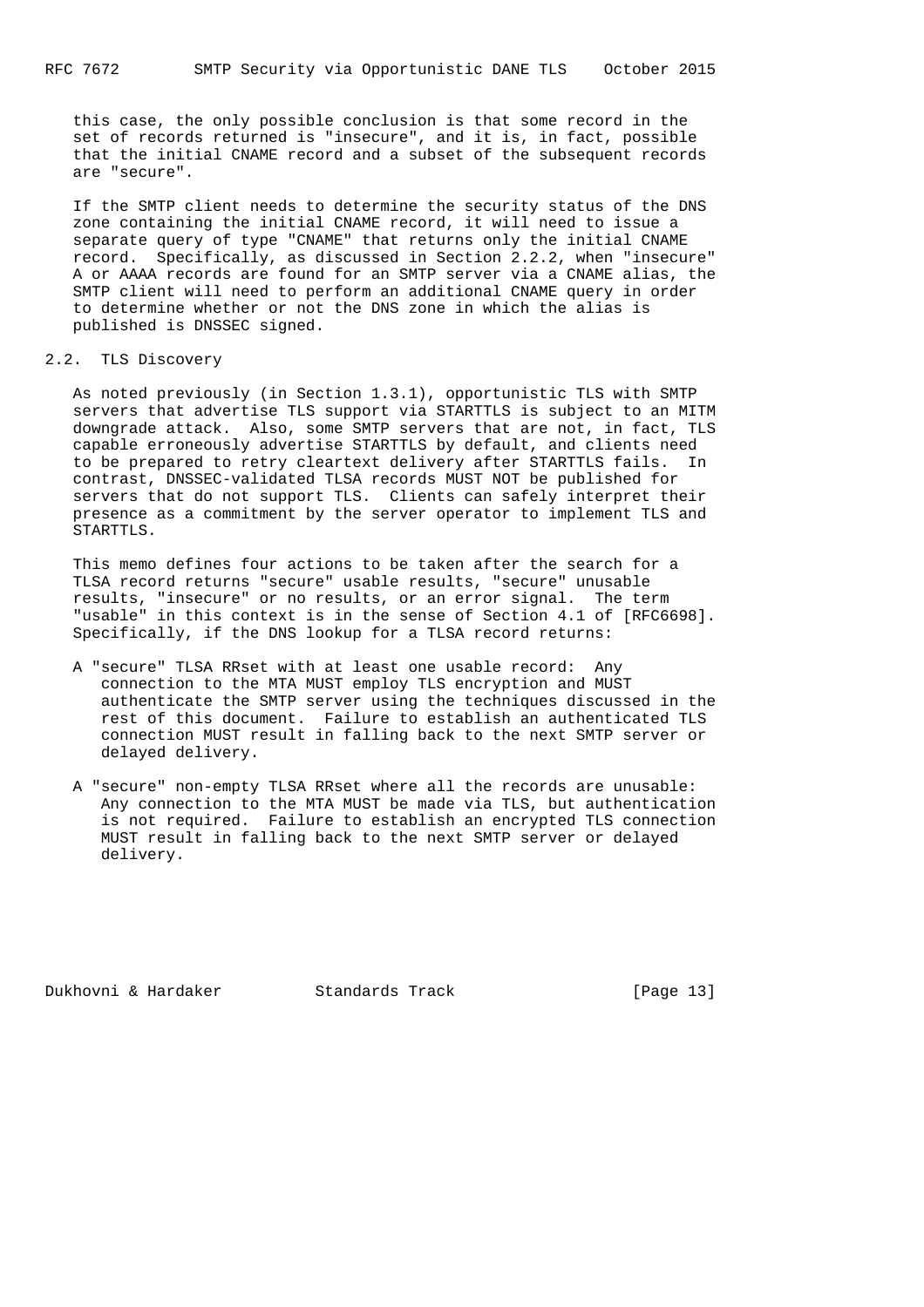this case, the only possible conclusion is that some record in the set of records returned is "insecure", and it is, in fact, possible that the initial CNAME record and a subset of the subsequent records are "secure".

If the SMTP client needs to determine the security status of the DNS zone containing the initial CNAME record, it will need to issue a separate query of type "CNAME" that returns only the initial CNAME record. Specifically, as discussed in Section 2.2.2, when "insecure" A or AAAA records are found for an SMTP server via a CNAME alias, the SMTP client will need to perform an additional CNAME query in order to determine whether or not the DNS zone in which the alias is published is DNSSEC signed.

## 2.2. TLS Discovery

As noted previously (in Section 1.3.1), opportunistic TLS with SMTP servers that advertise TLS support via STARTTLS is subject to an MITM downgrade attack. Also, some SMTP servers that are not, in fact, TLS capable erroneously advertise STARTTLS by default, and clients need to be prepared to retry cleartext delivery after STARTTLS fails. In contrast, DNSSEC-validated TLSA records MUST NOT be published for servers that do not support TLS. Clients can safely interpret their presence as a commitment by the server operator to implement TLS and STARTTLS.

This memo defines four actions to be taken after the search for a TLSA record returns "secure" usable results, "secure" unusable results, "insecure" or no results, or an error signal. The term "usable" in this context is in the sense of Section 4.1 of [RFC6698]. Specifically, if the DNS lookup for a TLSA record returns:

A "secure" TLSA RRset with at least one usable record: Any connection to the MTA MUST employ TLS encryption and MUST authenticate the SMTP server using the techniques discussed in the rest of this document. Failure to establish an authenticated TLS connection MUST result in falling back to the next SMTP server or delayed delivery.

A "secure" non-empty TLSA RRset where all the records are unusable: Any connection to the MTA MUST be made via TLS, but authentication is not required. Failure to establish an encrypted TLS connection MUST result in falling back to the next SMTP server or delayed delivery.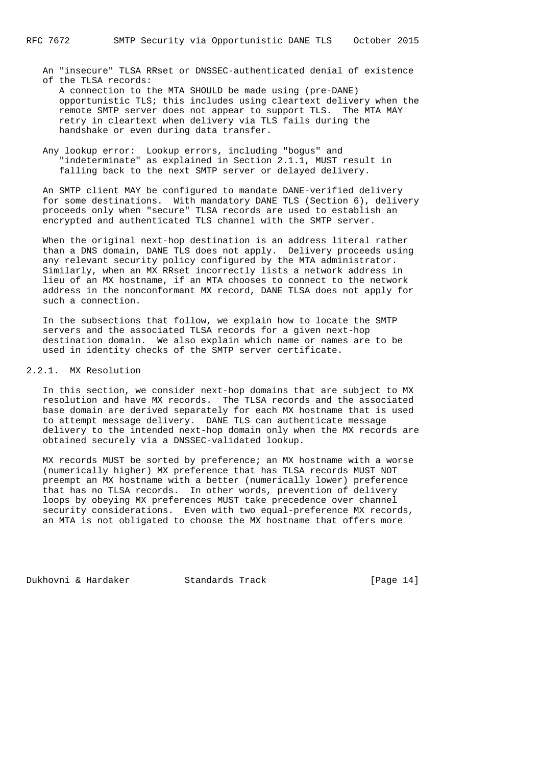An "insecure" TLSA RRset or DNSSEC-authenticated denial of existence of the TLSA records:
A connection to the MTA SHOULD be made using (pre-DANE) opportunistic TLS; this includes using cleartext delivery when the remote SMTP server does not appear to support TLS. The MTA MAY retry in cleartext when delivery via TLS fails during the handshake or even during data transfer.

Any lookup error: Lookup errors, including "bogus" and "indeterminate" as explained in Section 2.1.1, MUST result in falling back to the next SMTP server or delayed delivery.

An SMTP client MAY be configured to mandate DANE-verified delivery for some destinations. With mandatory DANE TLS (Section 6), delivery proceeds only when "secure" TLSA records are used to establish an encrypted and authenticated TLS channel with the SMTP server.

When the original next-hop destination is an address literal rather than a DNS domain, DANE TLS does not apply. Delivery proceeds using any relevant security policy configured by the MTA administrator. Similarly, when an MX RRset incorrectly lists a network address in lieu of an MX hostname, if an MTA chooses to connect to the network address in the nonconformant MX record, DANE TLSA does not apply for such a connection.

In the subsections that follow, we explain how to locate the SMTP servers and the associated TLSA records for a given next-hop destination domain. We also explain which name or names are to be used in identity checks of the SMTP server certificate.

### 2.2.1. MX Resolution

In this section, we consider next-hop domains that are subject to MX resolution and have MX records. The TLSA records and the associated base domain are derived separately for each MX hostname that is used to attempt message delivery. DANE TLS can authenticate message delivery to the intended next-hop domain only when the MX records are obtained securely via a DNSSEC-validated lookup.

MX records MUST be sorted by preference; an MX hostname with a worse (numerically higher) MX preference that has TLSA records MUST NOT preempt an MX hostname with a better (numerically lower) preference that has no TLSA records. In other words, prevention of delivery loops by obeying MX preferences MUST take precedence over channel security considerations. Even with two equal-preference MX records, an MTA is not obligated to choose the MX hostname that offers more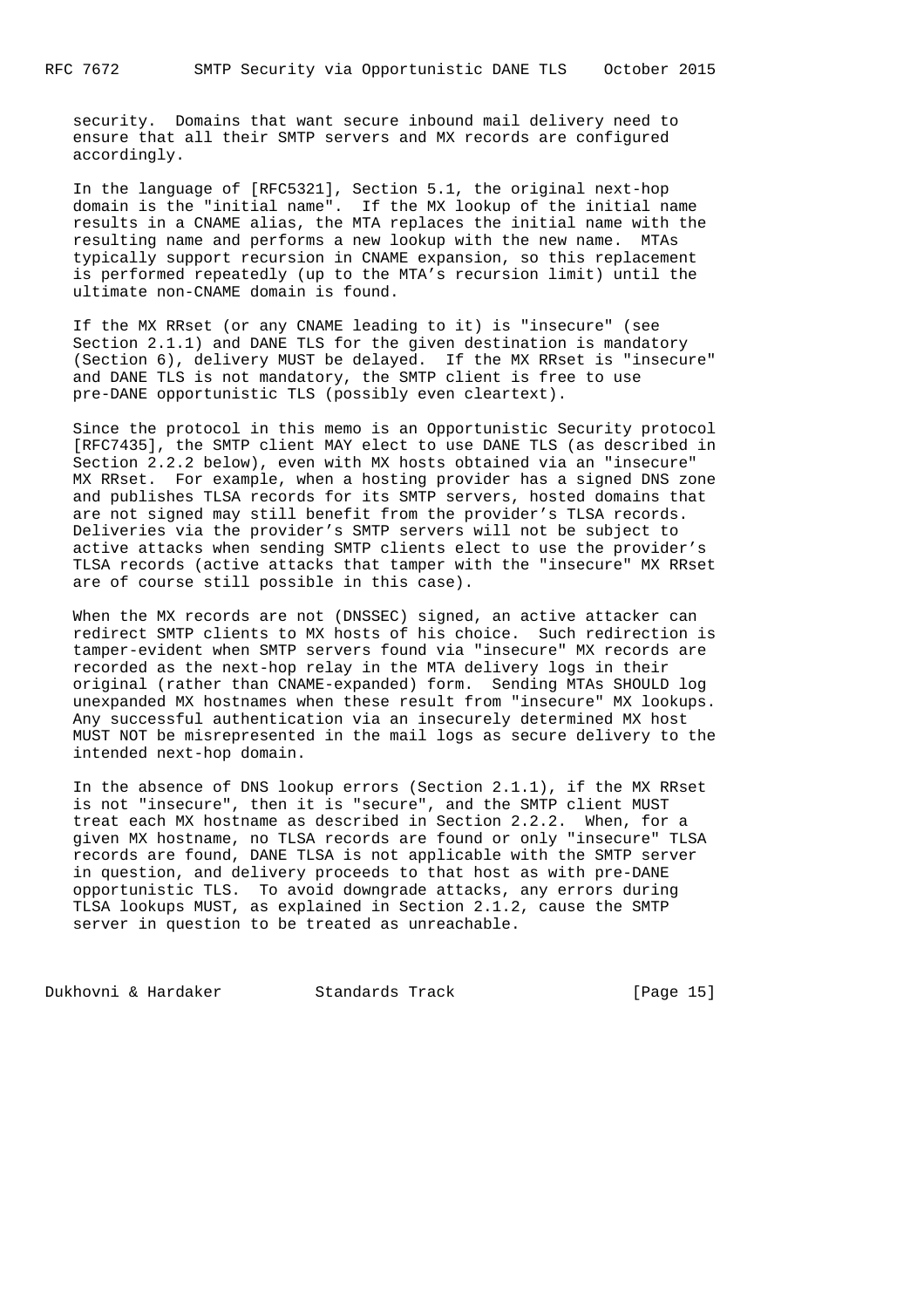security. Domains that want secure inbound mail delivery need to ensure that all their SMTP servers and MX records are configured accordingly.

In the language of [RFC5321], Section 5.1, the original next-hop domain is the "initial name". If the MX lookup of the initial name results in a CNAME alias, the MTA replaces the initial name with the resulting name and performs a new lookup with the new name. MTAs typically support recursion in CNAME expansion, so this replacement is performed repeatedly (up to the MTA's recursion limit) until the ultimate non-CNAME domain is found.

If the MX RRset (or any CNAME leading to it) is "insecure" (see Section 2.1.1) and DANE TLS for the given destination is mandatory (Section 6), delivery MUST be delayed. If the MX RRset is "insecure" and DANE TLS is not mandatory, the SMTP client is free to use pre-DANE opportunistic TLS (possibly even cleartext).

Since the protocol in this memo is an Opportunistic Security protocol [RFC7435], the SMTP client MAY elect to use DANE TLS (as described in Section 2.2.2 below), even with MX hosts obtained via an "insecure" MX RRset. For example, when a hosting provider has a signed DNS zone and publishes TLSA records for its SMTP servers, hosted domains that are not signed may still benefit from the provider's TLSA records. Deliveries via the provider's SMTP servers will not be subject to active attacks when sending SMTP clients elect to use the provider's TLSA records (active attacks that tamper with the "insecure" MX RRset are of course still possible in this case).

When the MX records are not (DNSSEC) signed, an active attacker can redirect SMTP clients to MX hosts of his choice. Such redirection is tamper-evident when SMTP servers found via "insecure" MX records are recorded as the next-hop relay in the MTA delivery logs in their original (rather than CNAME-expanded) form. Sending MTAs SHOULD log unexpanded MX hostnames when these result from "insecure" MX lookups. Any successful authentication via an insecurely determined MX host MUST NOT be misrepresented in the mail logs as secure delivery to the intended next-hop domain.

In the absence of DNS lookup errors (Section 2.1.1), if the MX RRset is not "insecure", then it is "secure", and the SMTP client MUST treat each MX hostname as described in Section 2.2.2. When, for a given MX hostname, no TLSA records are found or only "insecure" TLSA records are found, DANE TLSA is not applicable with the SMTP server in question, and delivery proceeds to that host as with pre-DANE opportunistic TLS. To avoid downgrade attacks, any errors during TLSA lookups MUST, as explained in Section 2.1.2, cause the SMTP server in question to be treated as unreachable.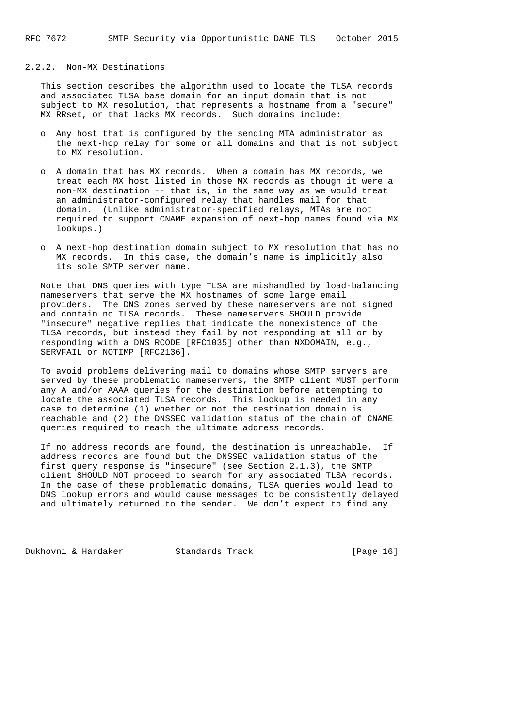### 2.2.2. Non-MX Destinations

This section describes the algorithm used to locate the TLSA records and associated TLSA base domain for an input domain that is not subject to MX resolution, that represents a hostname from a "secure" MX RRset, or that lacks MX records. Such domains include:

- Any host that is configured by the sending MTA administrator as the next-hop relay for some or all domains and that is not subject to MX resolution.
- A domain that has MX records. When a domain has MX records, we treat each MX host listed in those MX records as though it were a non-MX destination -- that is, in the same way as we would treat an administrator-configured relay that handles mail for that domain. (Unlike administrator-specified relays, MTAs are not required to support CNAME expansion of next-hop names found via MX lookups.)
- A next-hop destination domain subject to MX resolution that has no MX records. In this case, the domain's name is implicitly also its sole SMTP server name.

Note that DNS queries with type TLSA are mishandled by load-balancing nameservers that serve the MX hostnames of some large email providers. The DNS zones served by these nameservers are not signed and contain no TLSA records. These nameservers SHOULD provide "insecure" negative replies that indicate the nonexistence of the TLSA records, but instead they fail by not responding at all or by responding with a DNS RCODE [RFC1035] other than NXDOMAIN, e.g., SERVFAIL or NOTIMP [RFC2136].

To avoid problems delivering mail to domains whose SMTP servers are served by these problematic nameservers, the SMTP client MUST perform any A and/or AAAA queries for the destination before attempting to locate the associated TLSA records. This lookup is needed in any case to determine (1) whether or not the destination domain is reachable and (2) the DNSSEC validation status of the chain of CNAME queries required to reach the ultimate address records.

If no address records are found, the destination is unreachable. If address records are found but the DNSSEC validation status of the first query response is "insecure" (see Section 2.1.3), the SMTP client SHOULD NOT proceed to search for any associated TLSA records. In the case of these problematic domains, TLSA queries would lead to DNS lookup errors and would cause messages to be consistently delayed and ultimately returned to the sender. We don't expect to find any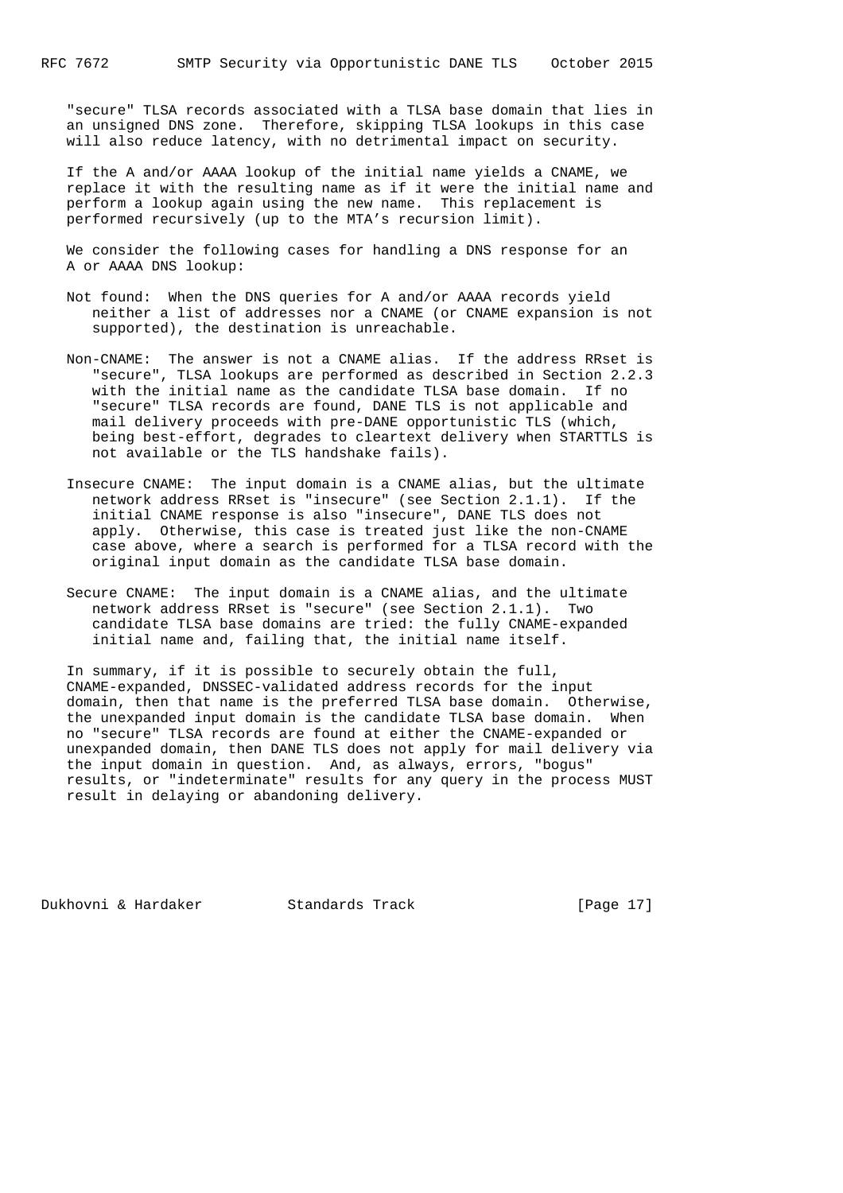"secure" TLSA records associated with a TLSA base domain that lies in an unsigned DNS zone. Therefore, skipping TLSA lookups in this case will also reduce latency, with no detrimental impact on security.

If the A and/or AAAA lookup of the initial name yields a CNAME, we replace it with the resulting name as if it were the initial name and perform a lookup again using the new name. This replacement is performed recursively (up to the MTA's recursion limit).

We consider the following cases for handling a DNS response for an A or AAAA DNS lookup:

Not found: When the DNS queries for A and/or AAAA records yield neither a list of addresses nor a CNAME (or CNAME expansion is not supported), the destination is unreachable.

Non-CNAME: The answer is not a CNAME alias. If the address RRset is "secure", TLSA lookups are performed as described in Section 2.2.3 with the initial name as the candidate TLSA base domain. If no "secure" TLSA records are found, DANE TLS is not applicable and mail delivery proceeds with pre-DANE opportunistic TLS (which, being best-effort, degrades to cleartext delivery when STARTTLS is not available or the TLS handshake fails).

Insecure CNAME: The input domain is a CNAME alias, but the ultimate network address RRset is "insecure" (see Section 2.1.1). If the initial CNAME response is also "insecure", DANE TLS does not apply. Otherwise, this case is treated just like the non-CNAME case above, where a search is performed for a TLSA record with the original input domain as the candidate TLSA base domain.

Secure CNAME: The input domain is a CNAME alias, and the ultimate network address RRset is "secure" (see Section 2.1.1). Two candidate TLSA base domains are tried: the fully CNAME-expanded initial name and, failing that, the initial name itself.

In summary, if it is possible to securely obtain the full, CNAME-expanded, DNSSEC-validated address records for the input domain, then that name is the preferred TLSA base domain. Otherwise, the unexpanded input domain is the candidate TLSA base domain. When no "secure" TLSA records are found at either the CNAME-expanded or unexpanded domain, then DANE TLS does not apply for mail delivery via the input domain in question. And, as always, errors, "bogus" results, or "indeterminate" results for any query in the process MUST result in delaying or abandoning delivery.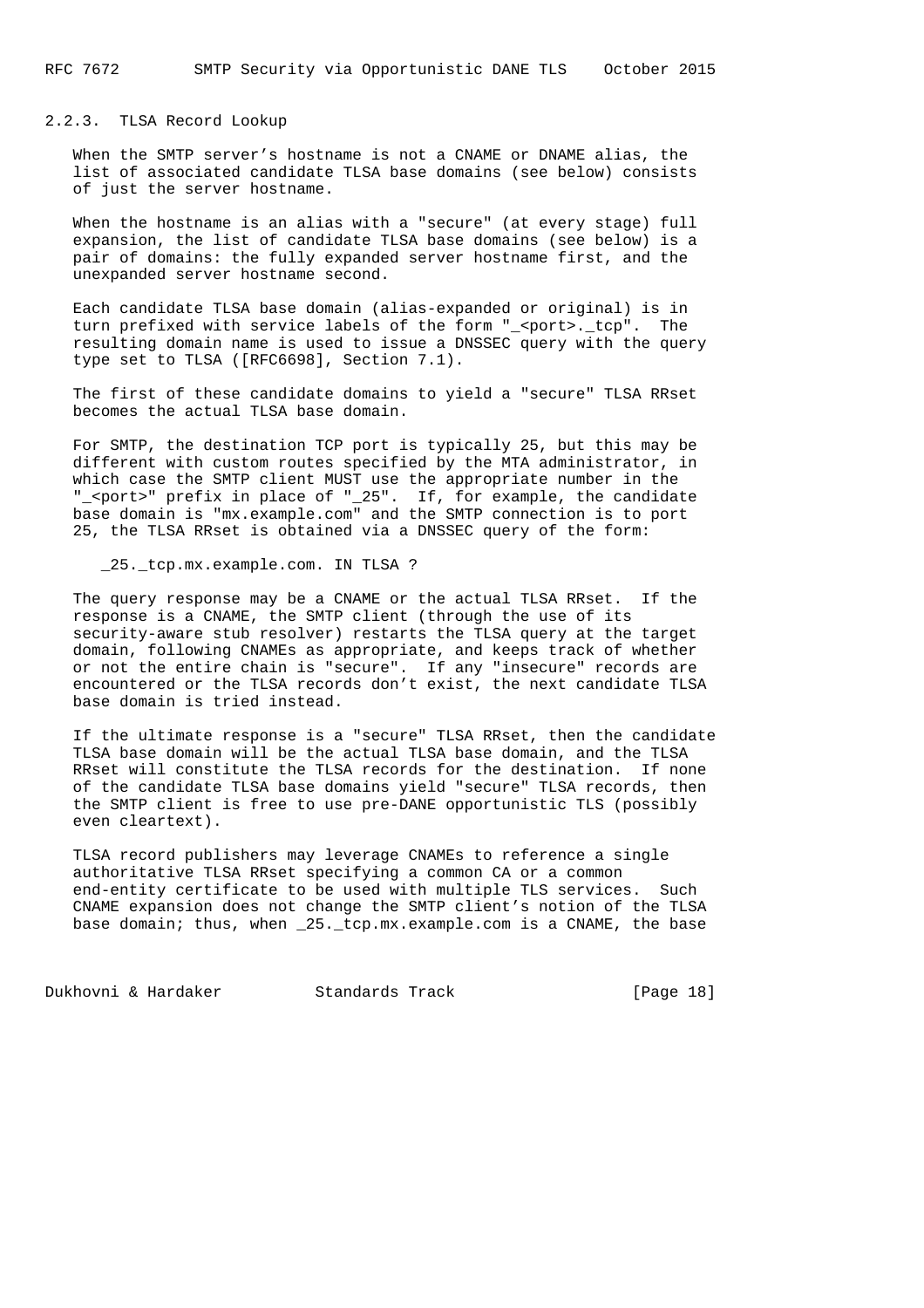### 2.2.3. TLSA Record Lookup

When the SMTP server's hostname is not a CNAME or DNAME alias, the list of associated candidate TLSA base domains (see below) consists of just the server hostname.

When the hostname is an alias with a "secure" (at every stage) full expansion, the list of candidate TLSA base domains (see below) is a pair of domains: the fully expanded server hostname first, and the unexpanded server hostname second.

Each candidate TLSA base domain (alias-expanded or original) is in turn prefixed with service labels of the form "_<port>._tcp". The resulting domain name is used to issue a DNSSEC query with the query type set to TLSA ([RFC6698], Section 7.1).

The first of these candidate domains to yield a "secure" TLSA RRset becomes the actual TLSA base domain.

For SMTP, the destination TCP port is typically 25, but this may be different with custom routes specified by the MTA administrator, in which case the SMTP client MUST use the appropriate number in the "_<port>" prefix in place of "_25". If, for example, the candidate base domain is "mx.example.com" and the SMTP connection is to port 25, the TLSA RRset is obtained via a DNSSEC query of the form:

```
_25._tcp.mx.example.com. IN TLSA ?
```

The query response may be a CNAME or the actual TLSA RRset. If the response is a CNAME, the SMTP client (through the use of its security-aware stub resolver) restarts the TLSA query at the target domain, following CNAMEs as appropriate, and keeps track of whether or not the entire chain is "secure". If any "insecure" records are encountered or the TLSA records don't exist, the next candidate TLSA base domain is tried instead.

If the ultimate response is a "secure" TLSA RRset, then the candidate TLSA base domain will be the actual TLSA base domain, and the TLSA RRset will constitute the TLSA records for the destination. If none of the candidate TLSA base domains yield "secure" TLSA records, then the SMTP client is free to use pre-DANE opportunistic TLS (possibly even cleartext).

TLSA record publishers may leverage CNAMEs to reference a single authoritative TLSA RRset specifying a common CA or a common end-entity certificate to be used with multiple TLS services. Such CNAME expansion does not change the SMTP client's notion of the TLSA base domain; thus, when _25._tcp.mx.example.com is a CNAME, the base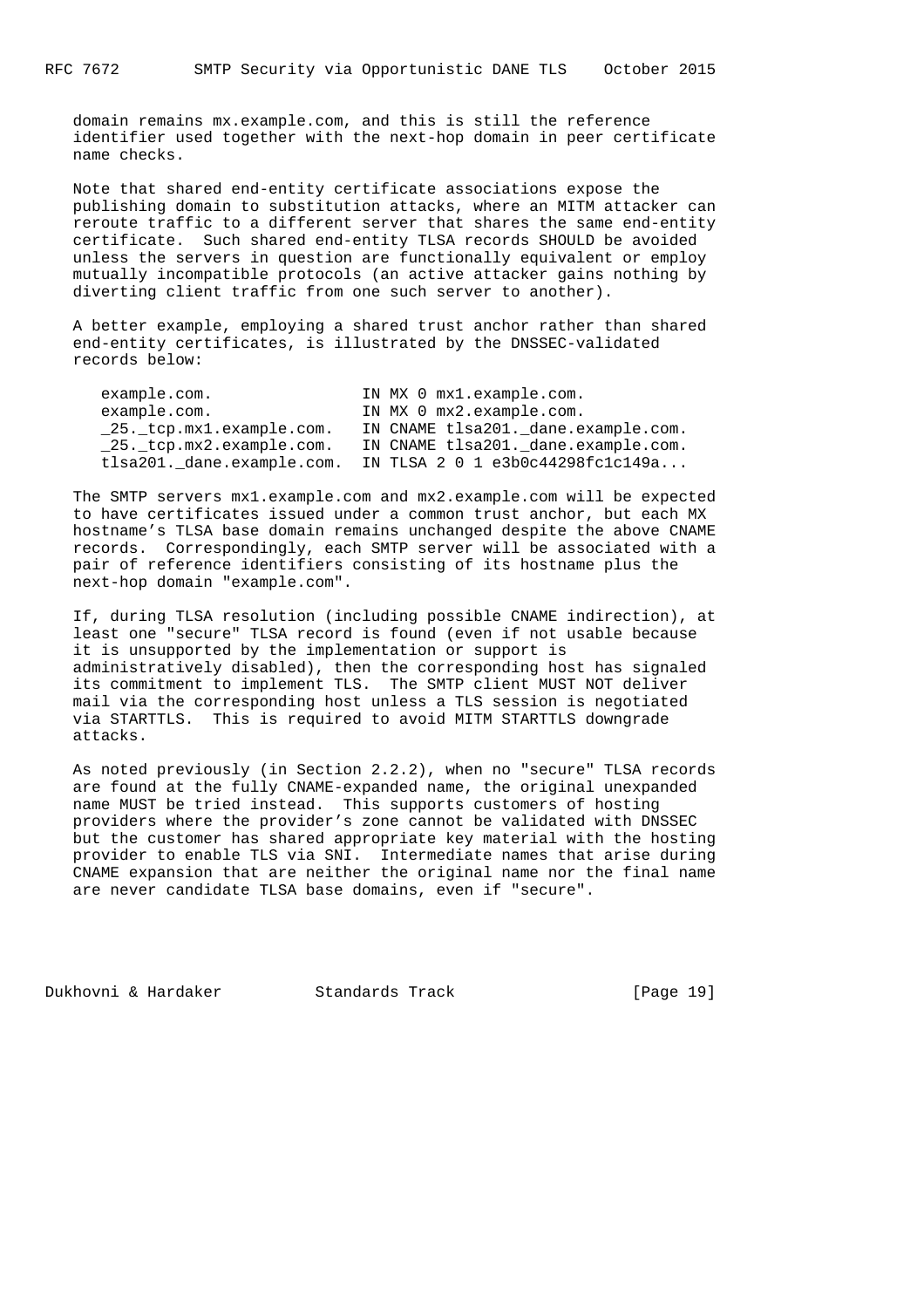domain remains mx.example.com, and this is still the reference identifier used together with the next-hop domain in peer certificate name checks.

Note that shared end-entity certificate associations expose the publishing domain to substitution attacks, where an MITM attacker can reroute traffic to a different server that shares the same end-entity certificate. Such shared end-entity TLSA records SHOULD be avoided unless the servers in question are functionally equivalent or employ mutually incompatible protocols (an active attacker gains nothing by diverting client traffic from one such server to another).

A better example, employing a shared trust anchor rather than shared end-entity certificates, is illustrated by the DNSSEC-validated records below:

```
example.com.                IN MX 0 mx1.example.com.
example.com.                IN MX 0 mx2.example.com.
_25._tcp.mx1.example.com.   IN CNAME tlsa201._dane.example.com.
_25._tcp.mx2.example.com.   IN CNAME tlsa201._dane.example.com.
tlsa201._dane.example.com.  IN TLSA 2 0 1 e3b0c44298fc1c149a...
```

The SMTP servers mx1.example.com and mx2.example.com will be expected to have certificates issued under a common trust anchor, but each MX hostname's TLSA base domain remains unchanged despite the above CNAME records. Correspondingly, each SMTP server will be associated with a pair of reference identifiers consisting of its hostname plus the next-hop domain "example.com".

If, during TLSA resolution (including possible CNAME indirection), at least one "secure" TLSA record is found (even if not usable because it is unsupported by the implementation or support is administratively disabled), then the corresponding host has signaled its commitment to implement TLS. The SMTP client MUST NOT deliver mail via the corresponding host unless a TLS session is negotiated via STARTTLS. This is required to avoid MITM STARTTLS downgrade attacks.

As noted previously (in Section 2.2.2), when no "secure" TLSA records are found at the fully CNAME-expanded name, the original unexpanded name MUST be tried instead. This supports customers of hosting providers where the provider's zone cannot be validated with DNSSEC but the customer has shared appropriate key material with the hosting provider to enable TLS via SNI. Intermediate names that arise during CNAME expansion that are neither the original name nor the final name are never candidate TLSA base domains, even if "secure".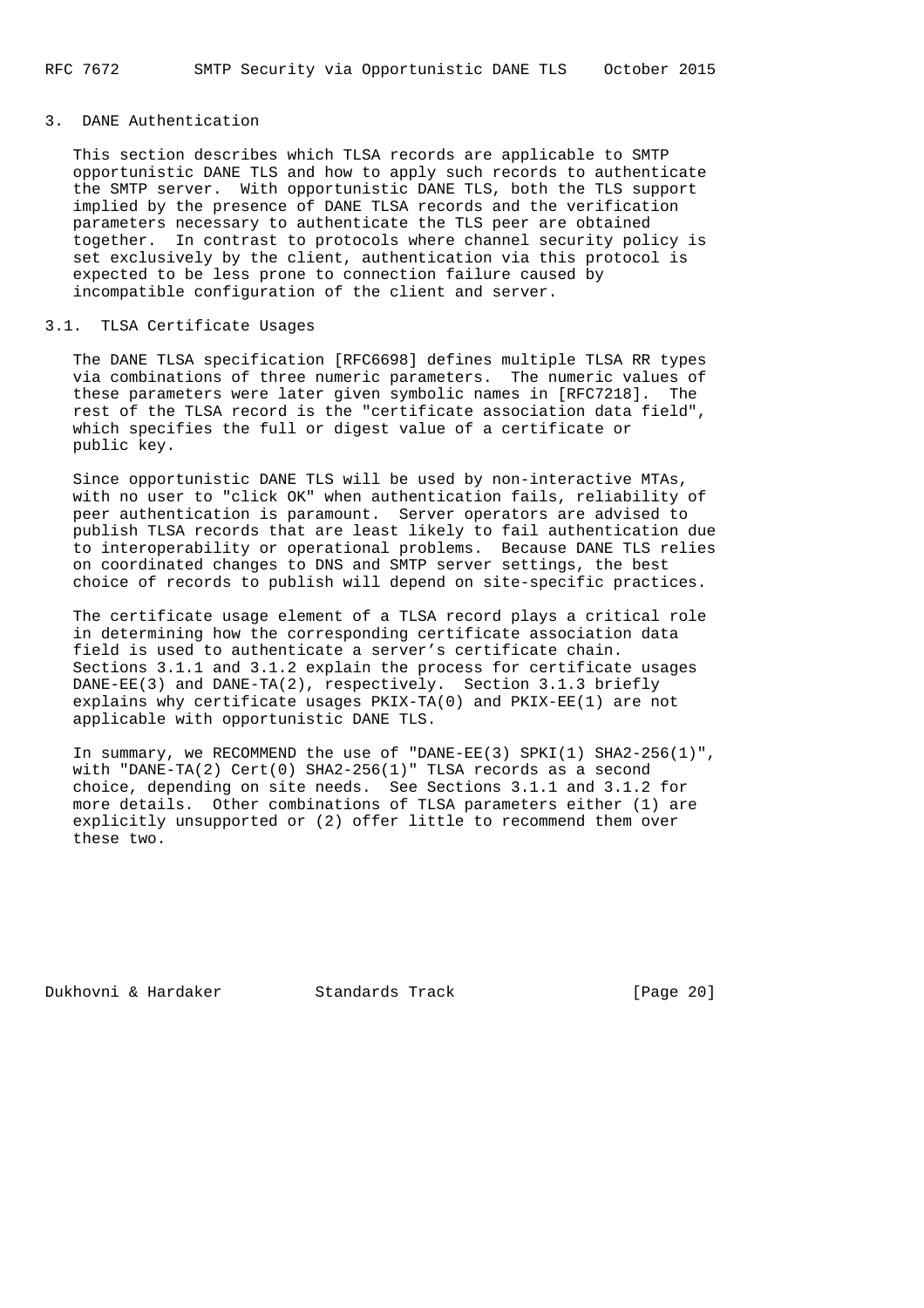## 3. DANE Authentication

This section describes which TLSA records are applicable to SMTP opportunistic DANE TLS and how to apply such records to authenticate the SMTP server. With opportunistic DANE TLS, both the TLS support implied by the presence of DANE TLSA records and the verification parameters necessary to authenticate the TLS peer are obtained together. In contrast to protocols where channel security policy is set exclusively by the client, authentication via this protocol is expected to be less prone to connection failure caused by incompatible configuration of the client and server.

### 3.1. TLSA Certificate Usages

The DANE TLSA specification [RFC6698] defines multiple TLSA RR types via combinations of three numeric parameters. The numeric values of these parameters were later given symbolic names in [RFC7218]. The rest of the TLSA record is the "certificate association data field", which specifies the full or digest value of a certificate or public key.

Since opportunistic DANE TLS will be used by non-interactive MTAs, with no user to "click OK" when authentication fails, reliability of peer authentication is paramount. Server operators are advised to publish TLSA records that are least likely to fail authentication due to interoperability or operational problems. Because DANE TLS relies on coordinated changes to DNS and SMTP server settings, the best choice of records to publish will depend on site-specific practices.

The certificate usage element of a TLSA record plays a critical role in determining how the corresponding certificate association data field is used to authenticate a server's certificate chain. Sections 3.1.1 and 3.1.2 explain the process for certificate usages DANE-EE(3) and DANE-TA(2), respectively. Section 3.1.3 briefly explains why certificate usages PKIX-TA(0) and PKIX-EE(1) are not applicable with opportunistic DANE TLS.

In summary, we RECOMMEND the use of "DANE-EE(3) SPKI(1) SHA2-256(1)", with "DANE-TA(2) Cert(0) SHA2-256(1)" TLSA records as a second choice, depending on site needs. See Sections 3.1.1 and 3.1.2 for more details. Other combinations of TLSA parameters either (1) are explicitly unsupported or (2) offer little to recommend them over these two.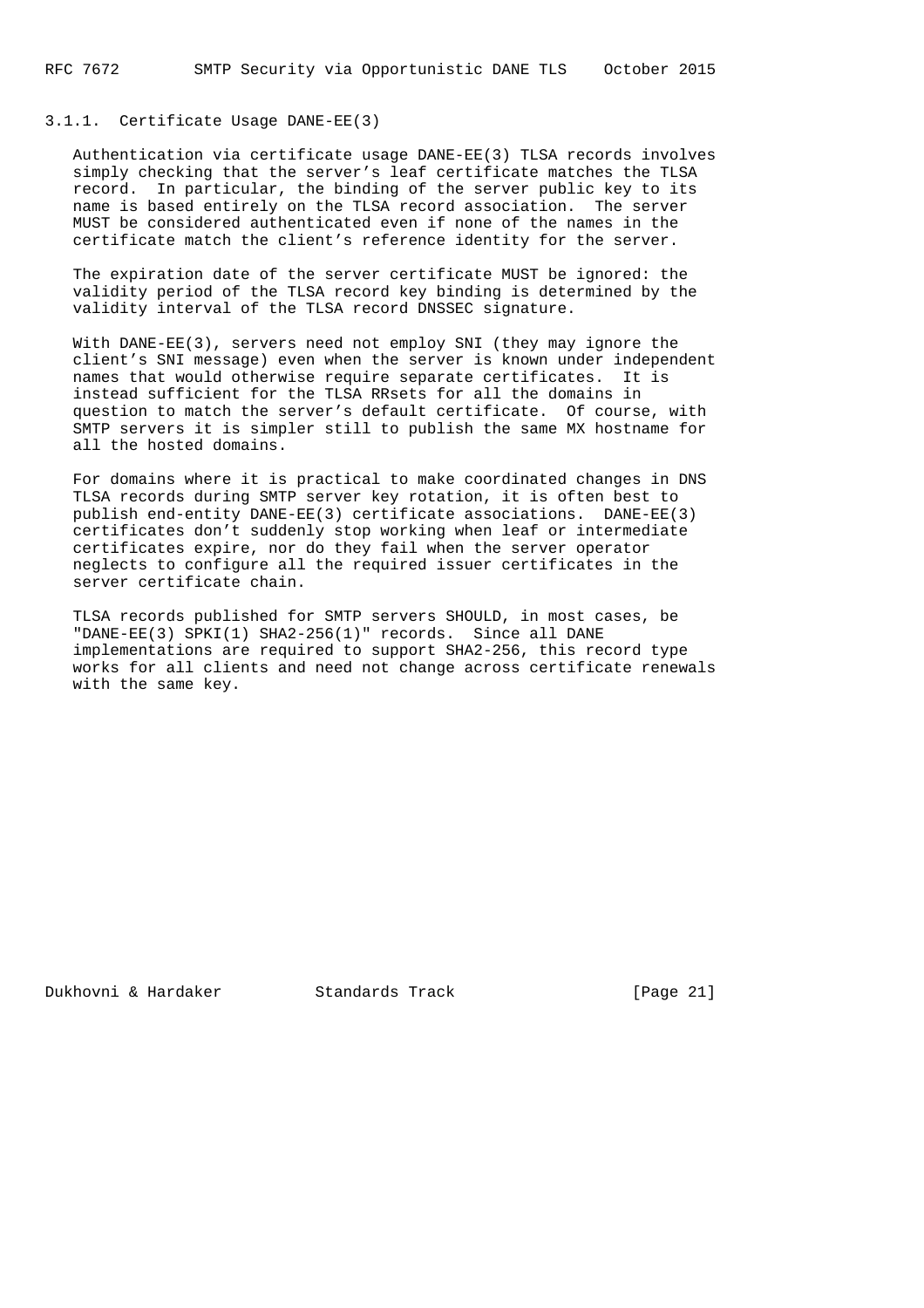### 3.1.1. Certificate Usage DANE-EE(3)

Authentication via certificate usage DANE-EE(3) TLSA records involves simply checking that the server's leaf certificate matches the TLSA record. In particular, the binding of the server public key to its name is based entirely on the TLSA record association. The server MUST be considered authenticated even if none of the names in the certificate match the client's reference identity for the server.

The expiration date of the server certificate MUST be ignored: the validity period of the TLSA record key binding is determined by the validity interval of the TLSA record DNSSEC signature.

With DANE-EE(3), servers need not employ SNI (they may ignore the client's SNI message) even when the server is known under independent names that would otherwise require separate certificates. It is instead sufficient for the TLSA RRsets for all the domains in question to match the server's default certificate. Of course, with SMTP servers it is simpler still to publish the same MX hostname for all the hosted domains.

For domains where it is practical to make coordinated changes in DNS TLSA records during SMTP server key rotation, it is often best to publish end-entity DANE-EE(3) certificate associations. DANE-EE(3) certificates don't suddenly stop working when leaf or intermediate certificates expire, nor do they fail when the server operator neglects to configure all the required issuer certificates in the server certificate chain.

TLSA records published for SMTP servers SHOULD, in most cases, be "DANE-EE(3) SPKI(1) SHA2-256(1)" records. Since all DANE implementations are required to support SHA2-256, this record type works for all clients and need not change across certificate renewals with the same key.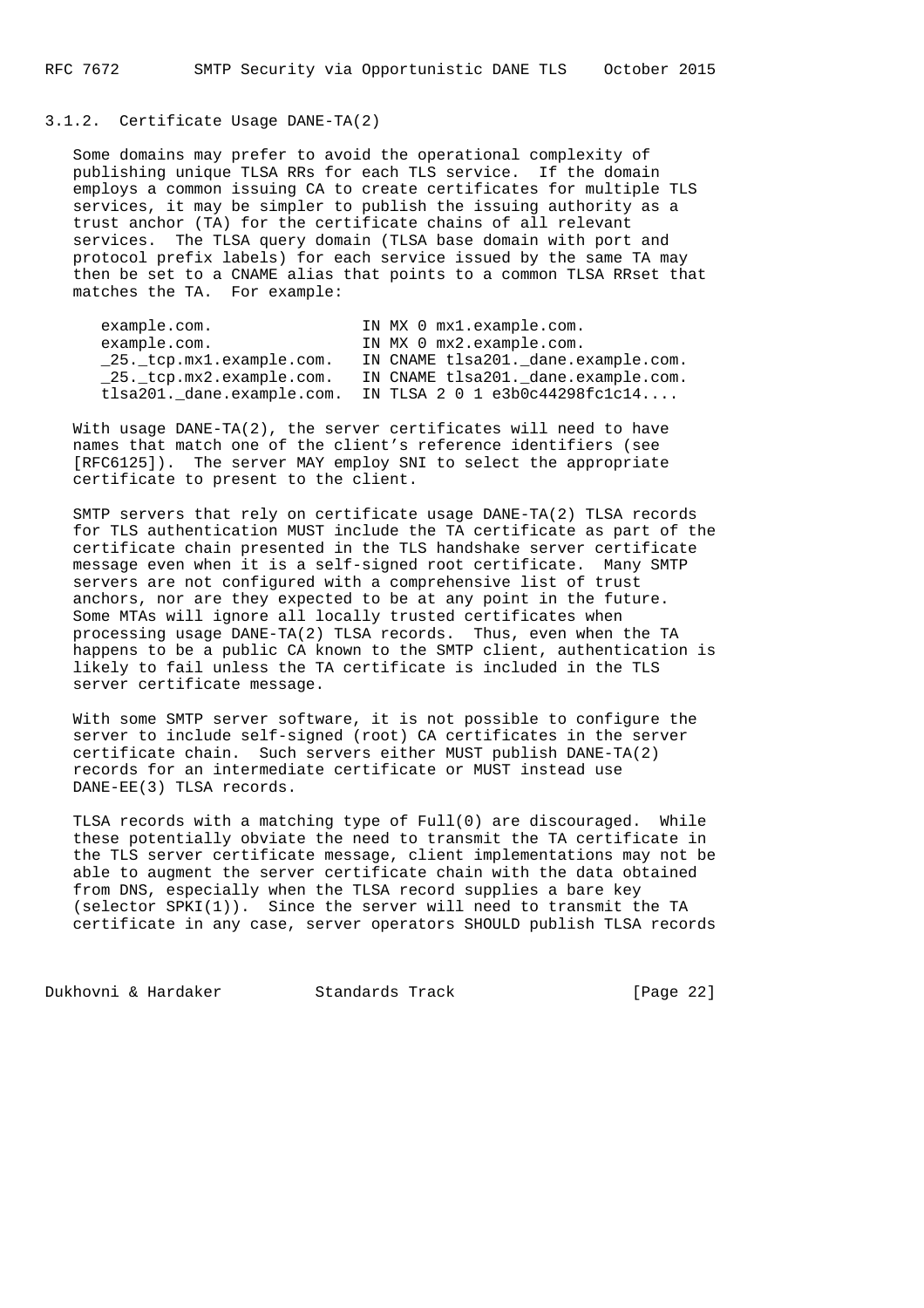### 3.1.2. Certificate Usage DANE-TA(2)

Some domains may prefer to avoid the operational complexity of publishing unique TLSA RRs for each TLS service. If the domain employs a common issuing CA to create certificates for multiple TLS services, it may be simpler to publish the issuing authority as a trust anchor (TA) for the certificate chains of all relevant services. The TLSA query domain (TLSA base domain with port and protocol prefix labels) for each service issued by the same TA may then be set to a CNAME alias that points to a common TLSA RRset that matches the TA. For example:

```
example.com.               IN MX 0 mx1.example.com.
example.com.               IN MX 0 mx2.example.com.
_25._tcp.mx1.example.com.  IN CNAME tlsa201._dane.example.com.
_25._tcp.mx2.example.com.  IN CNAME tlsa201._dane.example.com.
tlsa201._dane.example.com. IN TLSA 2 0 1 e3b0c44298fc1c14....
```

With usage DANE-TA(2), the server certificates will need to have names that match one of the client's reference identifiers (see [RFC6125]). The server MAY employ SNI to select the appropriate certificate to present to the client.

SMTP servers that rely on certificate usage DANE-TA(2) TLSA records for TLS authentication MUST include the TA certificate as part of the certificate chain presented in the TLS handshake server certificate message even when it is a self-signed root certificate. Many SMTP servers are not configured with a comprehensive list of trust anchors, nor are they expected to be at any point in the future. Some MTAs will ignore all locally trusted certificates when processing usage DANE-TA(2) TLSA records. Thus, even when the TA happens to be a public CA known to the SMTP client, authentication is likely to fail unless the TA certificate is included in the TLS server certificate message.

With some SMTP server software, it is not possible to configure the server to include self-signed (root) CA certificates in the server certificate chain. Such servers either MUST publish DANE-TA(2) records for an intermediate certificate or MUST instead use DANE-EE(3) TLSA records.

TLSA records with a matching type of Full(0) are discouraged. While these potentially obviate the need to transmit the TA certificate in the TLS server certificate message, client implementations may not be able to augment the server certificate chain with the data obtained from DNS, especially when the TLSA record supplies a bare key (selector SPKI(1)). Since the server will need to transmit the TA certificate in any case, server operators SHOULD publish TLSA records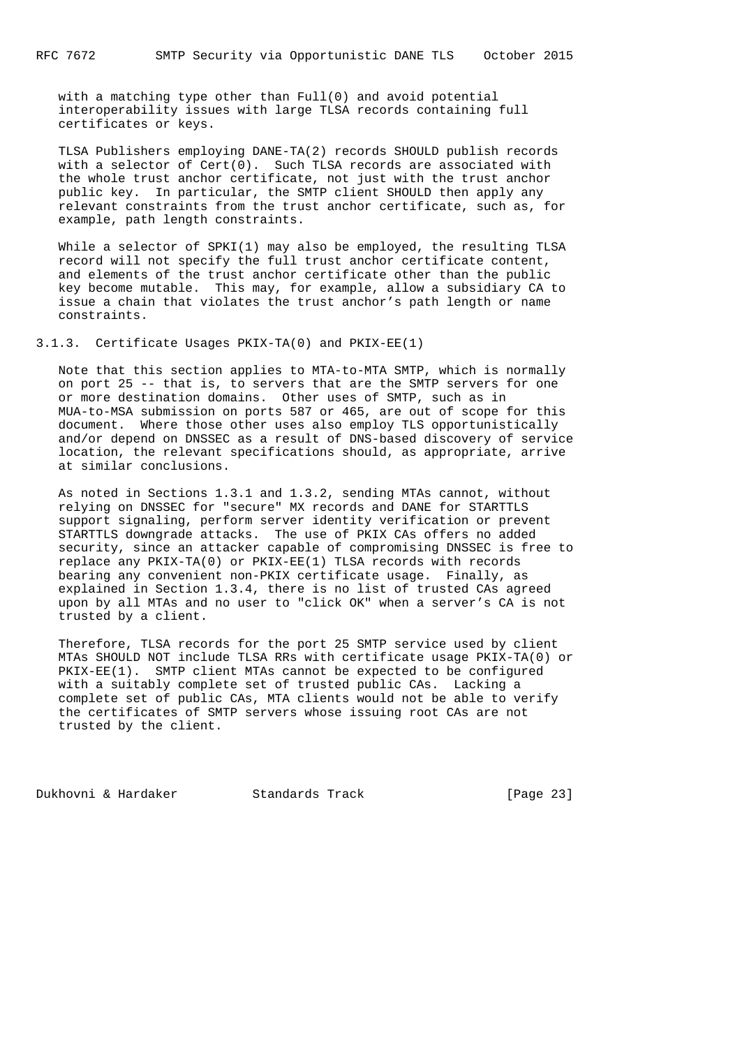with a matching type other than Full(0) and avoid potential interoperability issues with large TLSA records containing full certificates or keys.

TLSA Publishers employing DANE-TA(2) records SHOULD publish records with a selector of Cert(0). Such TLSA records are associated with the whole trust anchor certificate, not just with the trust anchor public key. In particular, the SMTP client SHOULD then apply any relevant constraints from the trust anchor certificate, such as, for example, path length constraints.

While a selector of SPKI(1) may also be employed, the resulting TLSA record will not specify the full trust anchor certificate content, and elements of the trust anchor certificate other than the public key become mutable. This may, for example, allow a subsidiary CA to issue a chain that violates the trust anchor's path length or name constraints.

### 3.1.3. Certificate Usages PKIX-TA(0) and PKIX-EE(1)

Note that this section applies to MTA-to-MTA SMTP, which is normally on port 25 -- that is, to servers that are the SMTP servers for one or more destination domains. Other uses of SMTP, such as in MUA-to-MSA submission on ports 587 or 465, are out of scope for this document. Where those other uses also employ TLS opportunistically and/or depend on DNSSEC as a result of DNS-based discovery of service location, the relevant specifications should, as appropriate, arrive at similar conclusions.

As noted in Sections 1.3.1 and 1.3.2, sending MTAs cannot, without relying on DNSSEC for "secure" MX records and DANE for STARTTLS support signaling, perform server identity verification or prevent STARTTLS downgrade attacks. The use of PKIX CAs offers no added security, since an attacker capable of compromising DNSSEC is free to replace any PKIX-TA(0) or PKIX-EE(1) TLSA records with records bearing any convenient non-PKIX certificate usage. Finally, as explained in Section 1.3.4, there is no list of trusted CAs agreed upon by all MTAs and no user to "click OK" when a server's CA is not trusted by a client.

Therefore, TLSA records for the port 25 SMTP service used by client MTAs SHOULD NOT include TLSA RRs with certificate usage PKIX-TA(0) or PKIX-EE(1). SMTP client MTAs cannot be expected to be configured with a suitably complete set of trusted public CAs. Lacking a complete set of public CAs, MTA clients would not be able to verify the certificates of SMTP servers whose issuing root CAs are not trusted by the client.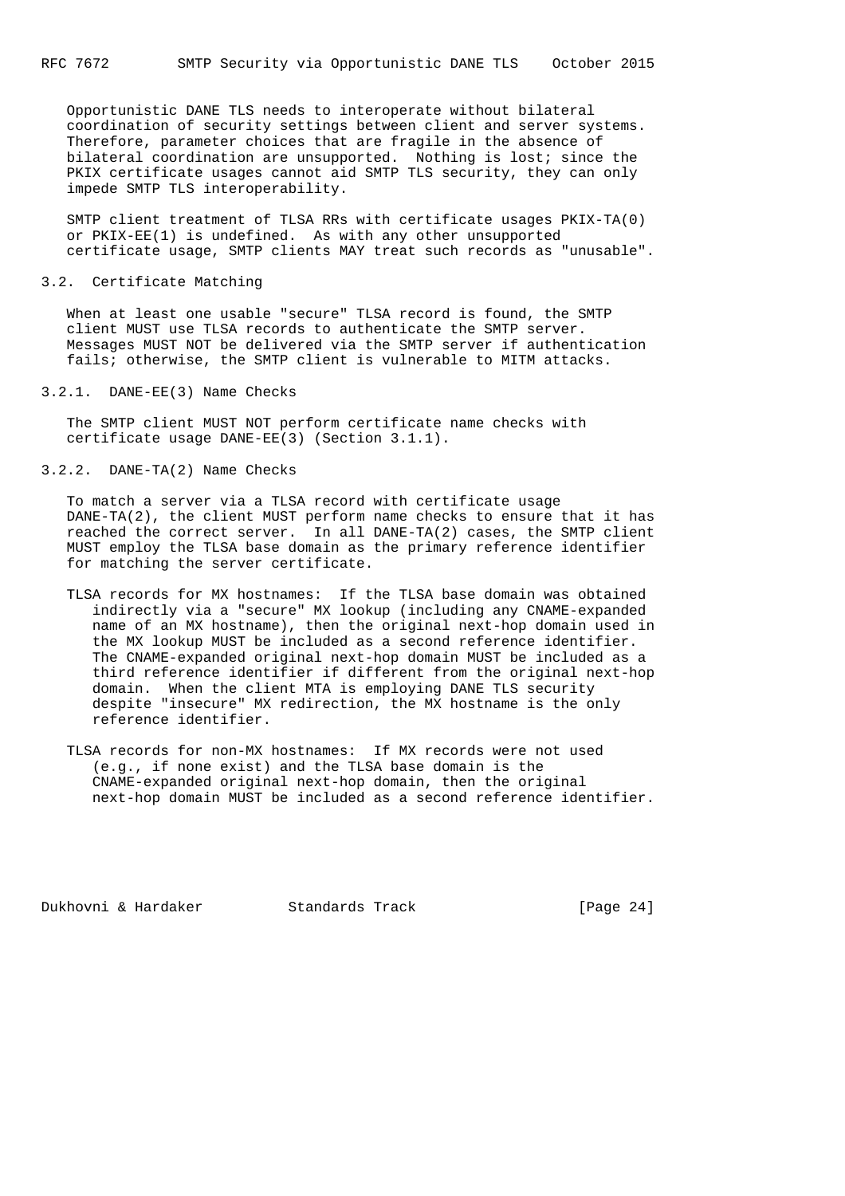Opportunistic DANE TLS needs to interoperate without bilateral coordination of security settings between client and server systems. Therefore, parameter choices that are fragile in the absence of bilateral coordination are unsupported. Nothing is lost; since the PKIX certificate usages cannot aid SMTP TLS security, they can only impede SMTP TLS interoperability.

SMTP client treatment of TLSA RRs with certificate usages PKIX-TA(0) or PKIX-EE(1) is undefined. As with any other unsupported certificate usage, SMTP clients MAY treat such records as "unusable".

### 3.2. Certificate Matching

When at least one usable "secure" TLSA record is found, the SMTP client MUST use TLSA records to authenticate the SMTP server. Messages MUST NOT be delivered via the SMTP server if authentication fails; otherwise, the SMTP client is vulnerable to MITM attacks.

#### 3.2.1. DANE-EE(3) Name Checks

The SMTP client MUST NOT perform certificate name checks with certificate usage DANE-EE(3) (Section 3.1.1).

#### 3.2.2. DANE-TA(2) Name Checks

To match a server via a TLSA record with certificate usage DANE-TA(2), the client MUST perform name checks to ensure that it has reached the correct server. In all DANE-TA(2) cases, the SMTP client MUST employ the TLSA base domain as the primary reference identifier for matching the server certificate.

TLSA records for MX hostnames: If the TLSA base domain was obtained indirectly via a "secure" MX lookup (including any CNAME-expanded name of an MX hostname), then the original next-hop domain used in the MX lookup MUST be included as a second reference identifier. The CNAME-expanded original next-hop domain MUST be included as a third reference identifier if different from the original next-hop domain. When the client MTA is employing DANE TLS security despite "insecure" MX redirection, the MX hostname is the only reference identifier.

TLSA records for non-MX hostnames: If MX records were not used (e.g., if none exist) and the TLSA base domain is the CNAME-expanded original next-hop domain, then the original next-hop domain MUST be included as a second reference identifier.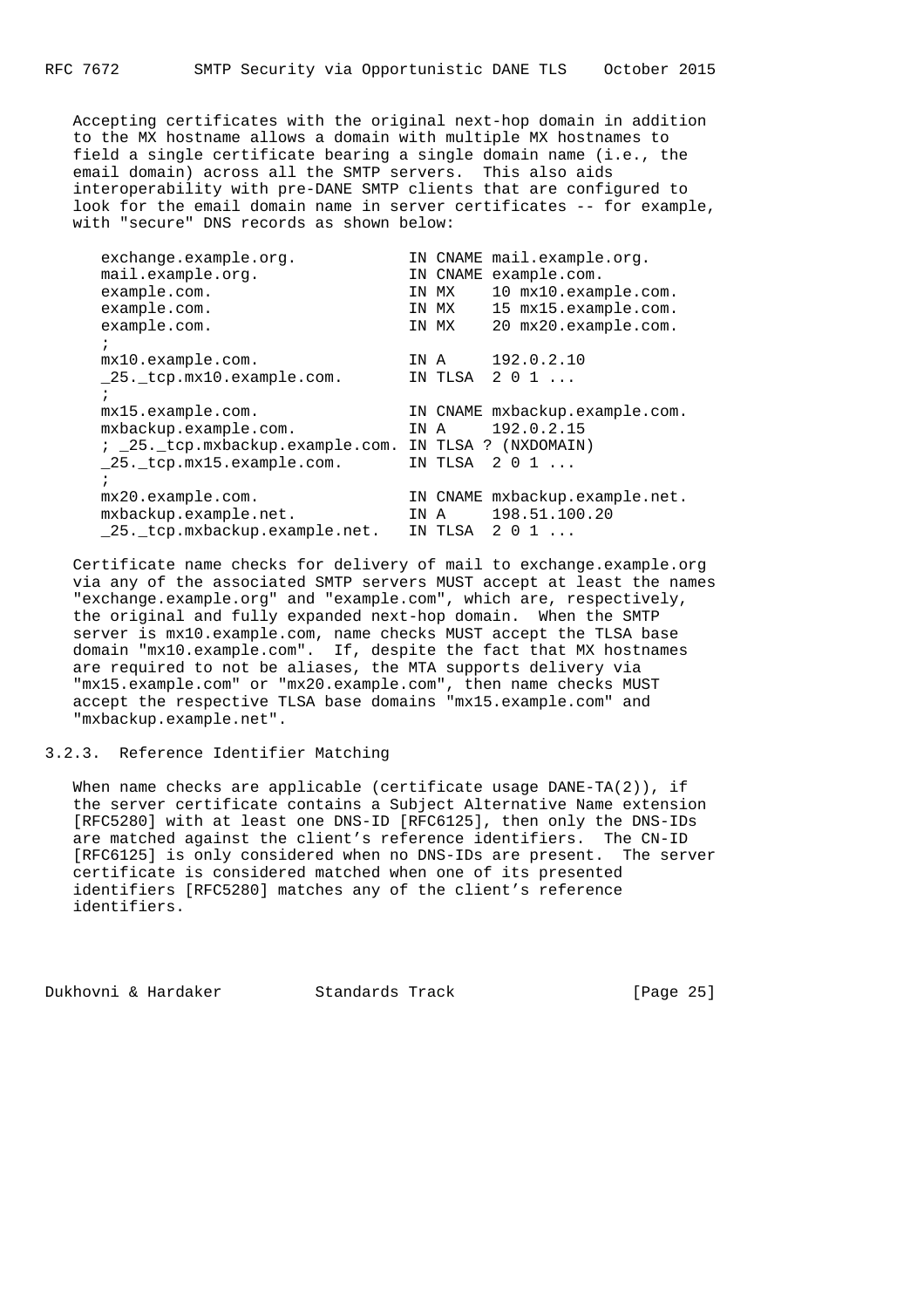Accepting certificates with the original next-hop domain in addition to the MX hostname allows a domain with multiple MX hostnames to field a single certificate bearing a single domain name (i.e., the email domain) across all the SMTP servers. This also aids interoperability with pre-DANE SMTP clients that are configured to look for the email domain name in server certificates -- for example, with "secure" DNS records as shown below:

```
exchange.example.org.            IN CNAME mail.example.org.
mail.example.org.                IN CNAME example.com.
example.com.                     IN MX    10 mx10.example.com.
example.com.                     IN MX    15 mx15.example.com.
example.com.                     IN MX    20 mx20.example.com.
;
mx10.example.com.                IN A     192.0.2.10
_25._tcp.mx10.example.com.       IN TLSA  2 0 1 ...
;
mx15.example.com.                IN CNAME mxbackup.example.com.
mxbackup.example.com.            IN A     192.0.2.15
; _25._tcp.mxbackup.example.com. IN TLSA ? (NXDOMAIN)
_25._tcp.mx15.example.com.       IN TLSA  2 0 1 ...
;
mx20.example.com.                IN CNAME mxbackup.example.net.
mxbackup.example.net.            IN A     198.51.100.20
_25._tcp.mxbackup.example.net.   IN TLSA  2 0 1 ...
```

Certificate name checks for delivery of mail to exchange.example.org via any of the associated SMTP servers MUST accept at least the names "exchange.example.org" and "example.com", which are, respectively, the original and fully expanded next-hop domain. When the SMTP server is mx10.example.com, name checks MUST accept the TLSA base domain "mx10.example.com". If, despite the fact that MX hostnames are required to not be aliases, the MTA supports delivery via "mx15.example.com" or "mx20.example.com", then name checks MUST accept the respective TLSA base domains "mx15.example.com" and "mxbackup.example.net".

### 3.2.3. Reference Identifier Matching

When name checks are applicable (certificate usage DANE-TA(2)), if the server certificate contains a Subject Alternative Name extension [RFC5280] with at least one DNS-ID [RFC6125], then only the DNS-IDs are matched against the client's reference identifiers. The CN-ID [RFC6125] is only considered when no DNS-IDs are present. The server certificate is considered matched when one of its presented identifiers [RFC5280] matches any of the client's reference identifiers.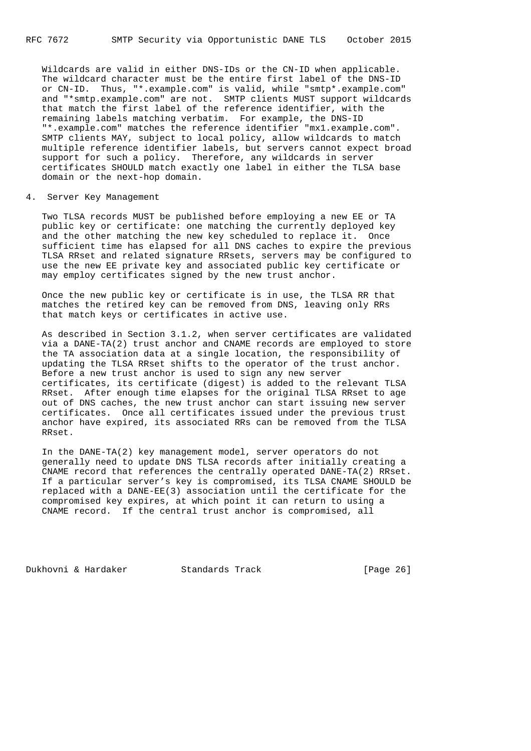Wildcards are valid in either DNS-IDs or the CN-ID when applicable. The wildcard character must be the entire first label of the DNS-ID or CN-ID. Thus, "*.example.com" is valid, while "smtp*.example.com" and "*smtp.example.com" are not. SMTP clients MUST support wildcards that match the first label of the reference identifier, with the remaining labels matching verbatim. For example, the DNS-ID "*.example.com" matches the reference identifier "mx1.example.com". SMTP clients MAY, subject to local policy, allow wildcards to match multiple reference identifier labels, but servers cannot expect broad support for such a policy. Therefore, any wildcards in server certificates SHOULD match exactly one label in either the TLSA base domain or the next-hop domain.

## 4. Server Key Management

Two TLSA records MUST be published before employing a new EE or TA public key or certificate: one matching the currently deployed key and the other matching the new key scheduled to replace it. Once sufficient time has elapsed for all DNS caches to expire the previous TLSA RRset and related signature RRsets, servers may be configured to use the new EE private key and associated public key certificate or may employ certificates signed by the new trust anchor.

Once the new public key or certificate is in use, the TLSA RR that matches the retired key can be removed from DNS, leaving only RRs that match keys or certificates in active use.

As described in Section 3.1.2, when server certificates are validated via a DANE-TA(2) trust anchor and CNAME records are employed to store the TA association data at a single location, the responsibility of updating the TLSA RRset shifts to the operator of the trust anchor. Before a new trust anchor is used to sign any new server certificates, its certificate (digest) is added to the relevant TLSA RRset. After enough time elapses for the original TLSA RRset to age out of DNS caches, the new trust anchor can start issuing new server certificates. Once all certificates issued under the previous trust anchor have expired, its associated RRs can be removed from the TLSA RRset.

In the DANE-TA(2) key management model, server operators do not generally need to update DNS TLSA records after initially creating a CNAME record that references the centrally operated DANE-TA(2) RRset. If a particular server's key is compromised, its TLSA CNAME SHOULD be replaced with a DANE-EE(3) association until the certificate for the compromised key expires, at which point it can return to using a CNAME record. If the central trust anchor is compromised, all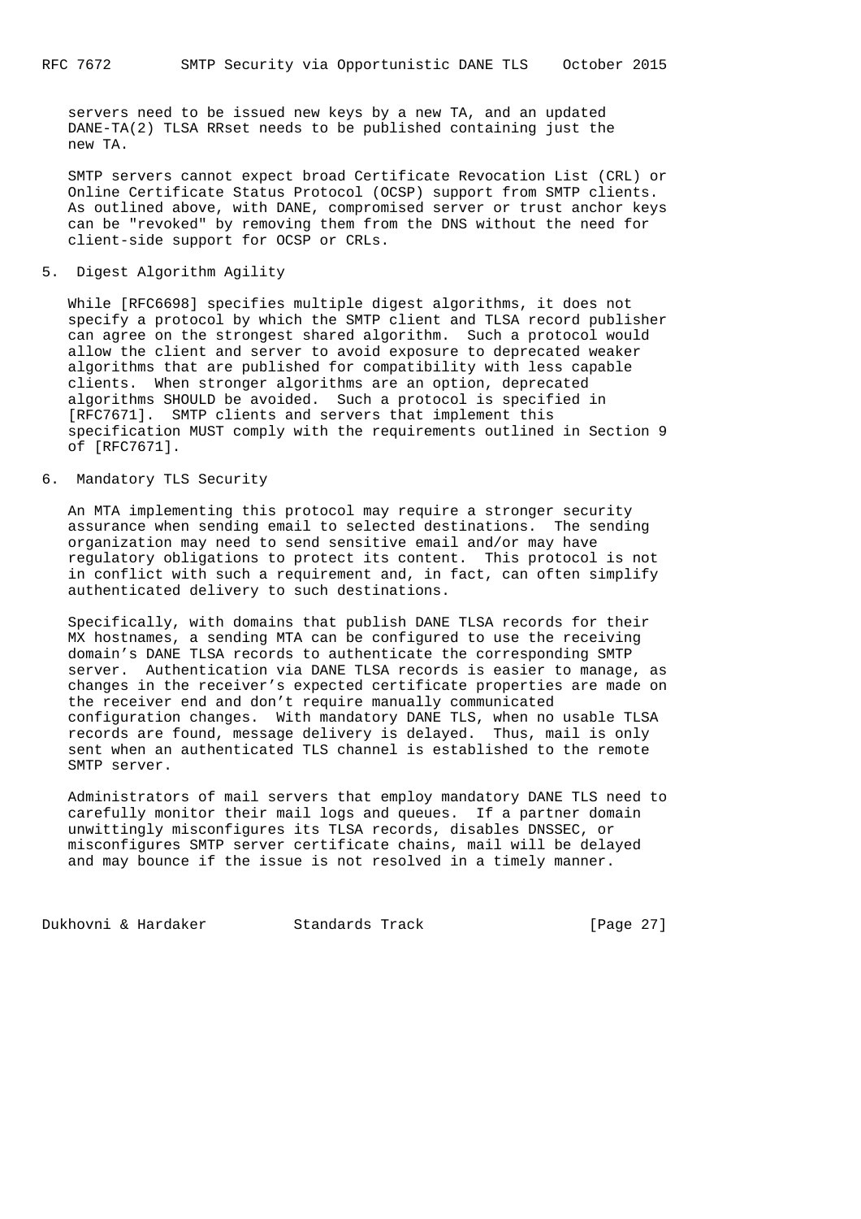servers need to be issued new keys by a new TA, and an updated DANE-TA(2) TLSA RRset needs to be published containing just the new TA.

SMTP servers cannot expect broad Certificate Revocation List (CRL) or Online Certificate Status Protocol (OCSP) support from SMTP clients. As outlined above, with DANE, compromised server or trust anchor keys can be "revoked" by removing them from the DNS without the need for client-side support for OCSP or CRLs.

## 5. Digest Algorithm Agility

While [RFC6698] specifies multiple digest algorithms, it does not specify a protocol by which the SMTP client and TLSA record publisher can agree on the strongest shared algorithm. Such a protocol would allow the client and server to avoid exposure to deprecated weaker algorithms that are published for compatibility with less capable clients. When stronger algorithms are an option, deprecated algorithms SHOULD be avoided. Such a protocol is specified in [RFC7671]. SMTP clients and servers that implement this specification MUST comply with the requirements outlined in Section 9 of [RFC7671].

## 6. Mandatory TLS Security

An MTA implementing this protocol may require a stronger security assurance when sending email to selected destinations. The sending organization may need to send sensitive email and/or may have regulatory obligations to protect its content. This protocol is not in conflict with such a requirement and, in fact, can often simplify authenticated delivery to such destinations.

Specifically, with domains that publish DANE TLSA records for their MX hostnames, a sending MTA can be configured to use the receiving domain's DANE TLSA records to authenticate the corresponding SMTP server. Authentication via DANE TLSA records is easier to manage, as changes in the receiver's expected certificate properties are made on the receiver end and don't require manually communicated configuration changes. With mandatory DANE TLS, when no usable TLSA records are found, message delivery is delayed. Thus, mail is only sent when an authenticated TLS channel is established to the remote SMTP server.

Administrators of mail servers that employ mandatory DANE TLS need to carefully monitor their mail logs and queues. If a partner domain unwittingly misconfigures its TLSA records, disables DNSSEC, or misconfigures SMTP server certificate chains, mail will be delayed and may bounce if the issue is not resolved in a timely manner.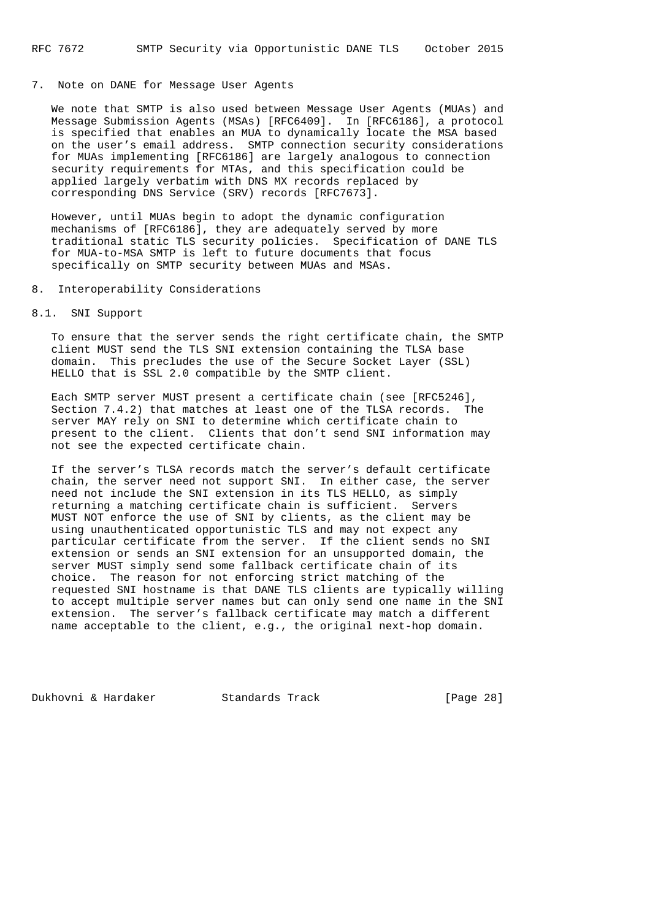## 7. Note on DANE for Message User Agents

We note that SMTP is also used between Message User Agents (MUAs) and Message Submission Agents (MSAs) [RFC6409]. In [RFC6186], a protocol is specified that enables an MUA to dynamically locate the MSA based on the user's email address. SMTP connection security considerations for MUAs implementing [RFC6186] are largely analogous to connection security requirements for MTAs, and this specification could be applied largely verbatim with DNS MX records replaced by corresponding DNS Service (SRV) records [RFC7673].

However, until MUAs begin to adopt the dynamic configuration mechanisms of [RFC6186], they are adequately served by more traditional static TLS security policies. Specification of DANE TLS for MUA-to-MSA SMTP is left to future documents that focus specifically on SMTP security between MUAs and MSAs.

## 8. Interoperability Considerations

### 8.1. SNI Support

To ensure that the server sends the right certificate chain, the SMTP client MUST send the TLS SNI extension containing the TLSA base domain. This precludes the use of the Secure Socket Layer (SSL) HELLO that is SSL 2.0 compatible by the SMTP client.

Each SMTP server MUST present a certificate chain (see [RFC5246], Section 7.4.2) that matches at least one of the TLSA records. The server MAY rely on SNI to determine which certificate chain to present to the client. Clients that don't send SNI information may not see the expected certificate chain.

If the server's TLSA records match the server's default certificate chain, the server need not support SNI. In either case, the server need not include the SNI extension in its TLS HELLO, as simply returning a matching certificate chain is sufficient. Servers MUST NOT enforce the use of SNI by clients, as the client may be using unauthenticated opportunistic TLS and may not expect any particular certificate from the server. If the client sends no SNI extension or sends an SNI extension for an unsupported domain, the server MUST simply send some fallback certificate chain of its choice. The reason for not enforcing strict matching of the requested SNI hostname is that DANE TLS clients are typically willing to accept multiple server names but can only send one name in the SNI extension. The server's fallback certificate may match a different name acceptable to the client, e.g., the original next-hop domain.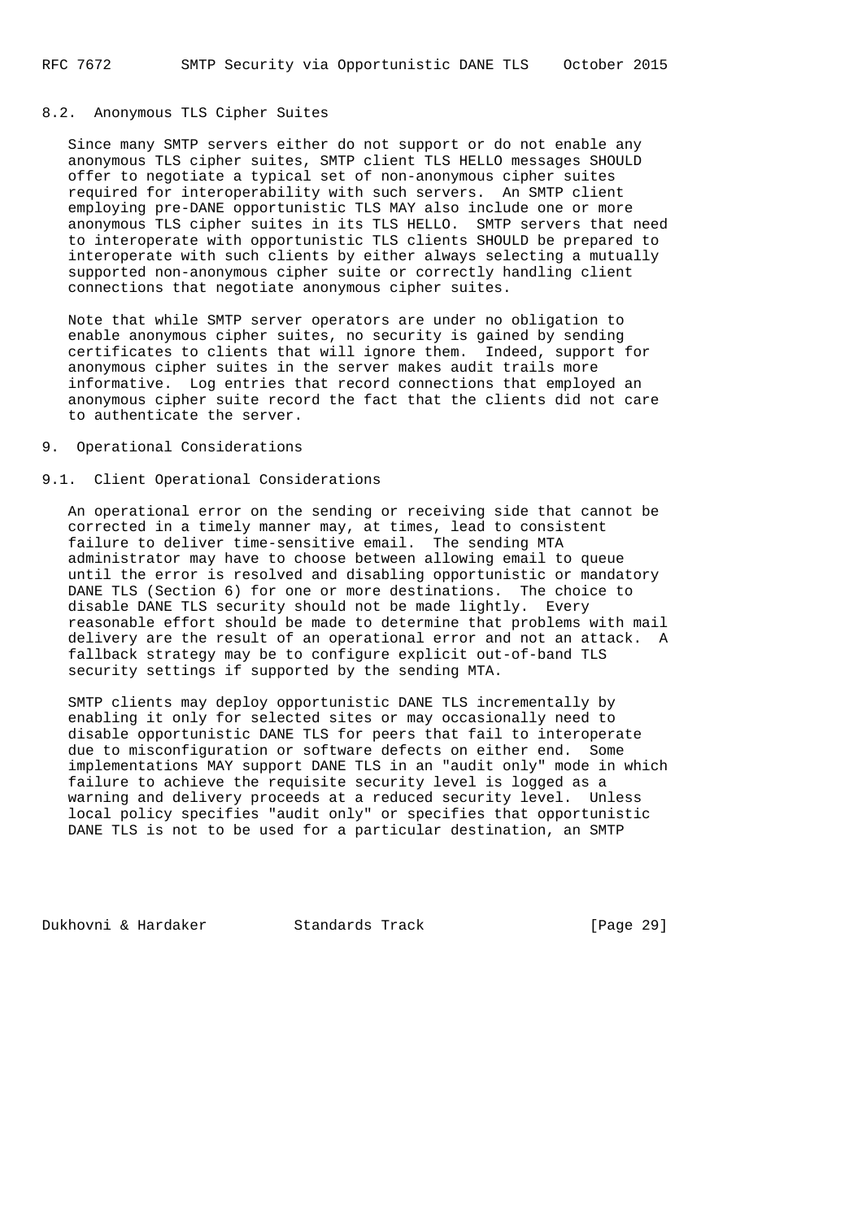### 8.2. Anonymous TLS Cipher Suites

Since many SMTP servers either do not support or do not enable any anonymous TLS cipher suites, SMTP client TLS HELLO messages SHOULD offer to negotiate a typical set of non-anonymous cipher suites required for interoperability with such servers. An SMTP client employing pre-DANE opportunistic TLS MAY also include one or more anonymous TLS cipher suites in its TLS HELLO. SMTP servers that need to interoperate with opportunistic TLS clients SHOULD be prepared to interoperate with such clients by either always selecting a mutually supported non-anonymous cipher suite or correctly handling client connections that negotiate anonymous cipher suites.

Note that while SMTP server operators are under no obligation to enable anonymous cipher suites, no security is gained by sending certificates to clients that will ignore them. Indeed, support for anonymous cipher suites in the server makes audit trails more informative. Log entries that record connections that employed an anonymous cipher suite record the fact that the clients did not care to authenticate the server.

## 9. Operational Considerations

### 9.1. Client Operational Considerations

An operational error on the sending or receiving side that cannot be corrected in a timely manner may, at times, lead to consistent failure to deliver time-sensitive email. The sending MTA administrator may have to choose between allowing email to queue until the error is resolved and disabling opportunistic or mandatory DANE TLS (Section 6) for one or more destinations. The choice to disable DANE TLS security should not be made lightly. Every reasonable effort should be made to determine that problems with mail delivery are the result of an operational error and not an attack. A fallback strategy may be to configure explicit out-of-band TLS security settings if supported by the sending MTA.

SMTP clients may deploy opportunistic DANE TLS incrementally by enabling it only for selected sites or may occasionally need to disable opportunistic DANE TLS for peers that fail to interoperate due to misconfiguration or software defects on either end. Some implementations MAY support DANE TLS in an "audit only" mode in which failure to achieve the requisite security level is logged as a warning and delivery proceeds at a reduced security level. Unless local policy specifies "audit only" or specifies that opportunistic DANE TLS is not to be used for a particular destination, an SMTP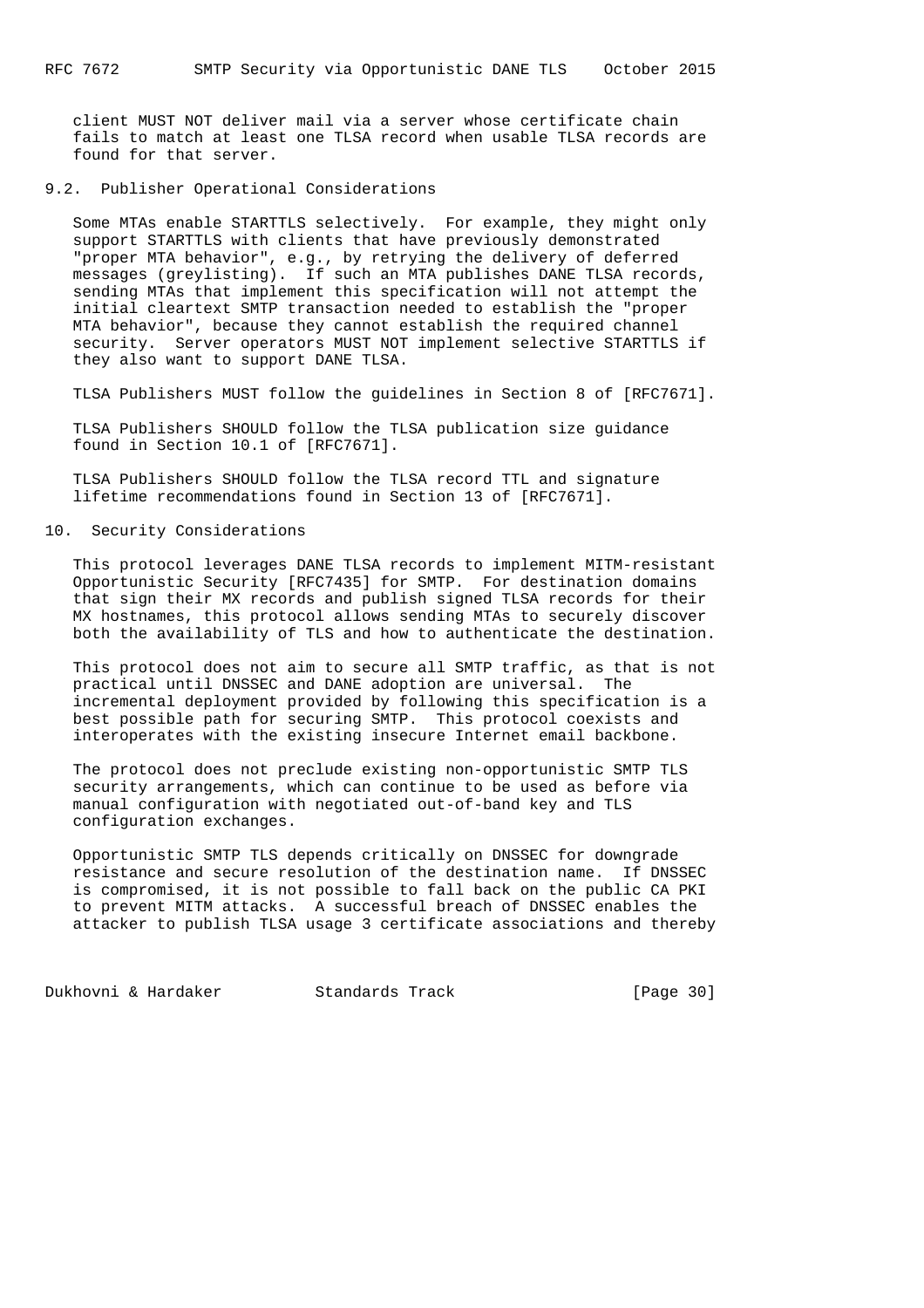client MUST NOT deliver mail via a server whose certificate chain fails to match at least one TLSA record when usable TLSA records are found for that server.

## 9.2. Publisher Operational Considerations

Some MTAs enable STARTTLS selectively. For example, they might only support STARTTLS with clients that have previously demonstrated "proper MTA behavior", e.g., by retrying the delivery of deferred messages (greylisting). If such an MTA publishes DANE TLSA records, sending MTAs that implement this specification will not attempt the initial cleartext SMTP transaction needed to establish the "proper MTA behavior", because they cannot establish the required channel security. Server operators MUST NOT implement selective STARTTLS if they also want to support DANE TLSA.

TLSA Publishers MUST follow the guidelines in Section 8 of [RFC7671].

TLSA Publishers SHOULD follow the TLSA publication size guidance found in Section 10.1 of [RFC7671].

TLSA Publishers SHOULD follow the TLSA record TTL and signature lifetime recommendations found in Section 13 of [RFC7671].

# 10. Security Considerations

This protocol leverages DANE TLSA records to implement MITM-resistant Opportunistic Security [RFC7435] for SMTP. For destination domains that sign their MX records and publish signed TLSA records for their MX hostnames, this protocol allows sending MTAs to securely discover both the availability of TLS and how to authenticate the destination.

This protocol does not aim to secure all SMTP traffic, as that is not practical until DNSSEC and DANE adoption are universal. The incremental deployment provided by following this specification is a best possible path for securing SMTP. This protocol coexists and interoperates with the existing insecure Internet email backbone.

The protocol does not preclude existing non-opportunistic SMTP TLS security arrangements, which can continue to be used as before via manual configuration with negotiated out-of-band key and TLS configuration exchanges.

Opportunistic SMTP TLS depends critically on DNSSEC for downgrade resistance and secure resolution of the destination name. If DNSSEC is compromised, it is not possible to fall back on the public CA PKI to prevent MITM attacks. A successful breach of DNSSEC enables the attacker to publish TLSA usage 3 certificate associations and thereby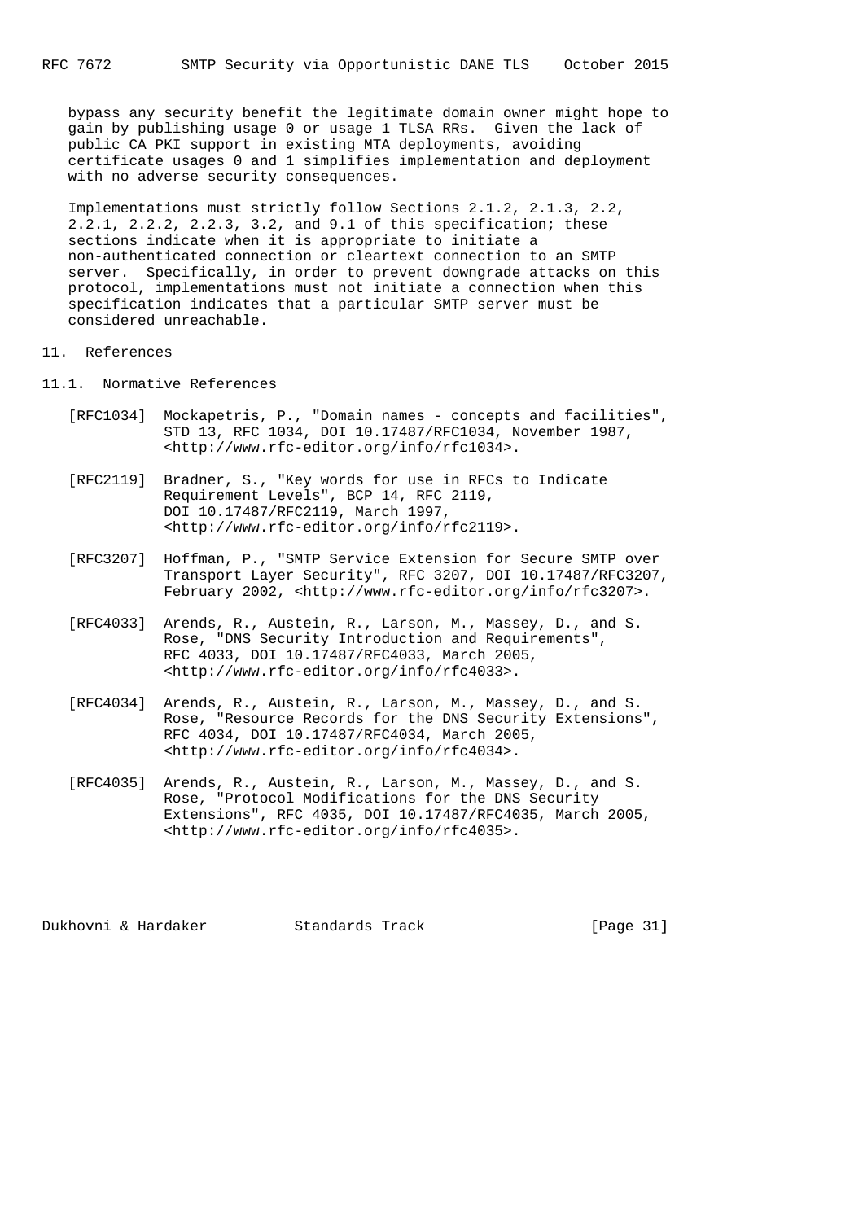bypass any security benefit the legitimate domain owner might hope to gain by publishing usage 0 or usage 1 TLSA RRs. Given the lack of public CA PKI support in existing MTA deployments, avoiding certificate usages 0 and 1 simplifies implementation and deployment with no adverse security consequences.

Implementations must strictly follow Sections 2.1.2, 2.1.3, 2.2, 2.2.1, 2.2.2, 2.2.3, 3.2, and 9.1 of this specification; these sections indicate when it is appropriate to initiate a non-authenticated connection or cleartext connection to an SMTP server. Specifically, in order to prevent downgrade attacks on this protocol, implementations must not initiate a connection when this specification indicates that a particular SMTP server must be considered unreachable.

## 11. References

### 11.1. Normative References

[RFC1034] Mockapetris, P., "Domain names - concepts and facilities", STD 13, RFC 1034, DOI 10.17487/RFC1034, November 1987, <http://www.rfc-editor.org/info/rfc1034>.

[RFC2119] Bradner, S., "Key words for use in RFCs to Indicate Requirement Levels", BCP 14, RFC 2119, DOI 10.17487/RFC2119, March 1997, <http://www.rfc-editor.org/info/rfc2119>.

[RFC3207] Hoffman, P., "SMTP Service Extension for Secure SMTP over Transport Layer Security", RFC 3207, DOI 10.17487/RFC3207, February 2002, <http://www.rfc-editor.org/info/rfc3207>.

[RFC4033] Arends, R., Austein, R., Larson, M., Massey, D., and S. Rose, "DNS Security Introduction and Requirements", RFC 4033, DOI 10.17487/RFC4033, March 2005, <http://www.rfc-editor.org/info/rfc4033>.

[RFC4034] Arends, R., Austein, R., Larson, M., Massey, D., and S. Rose, "Resource Records for the DNS Security Extensions", RFC 4034, DOI 10.17487/RFC4034, March 2005, <http://www.rfc-editor.org/info/rfc4034>.

[RFC4035] Arends, R., Austein, R., Larson, M., Massey, D., and S. Rose, "Protocol Modifications for the DNS Security Extensions", RFC 4035, DOI 10.17487/RFC4035, March 2005, <http://www.rfc-editor.org/info/rfc4035>.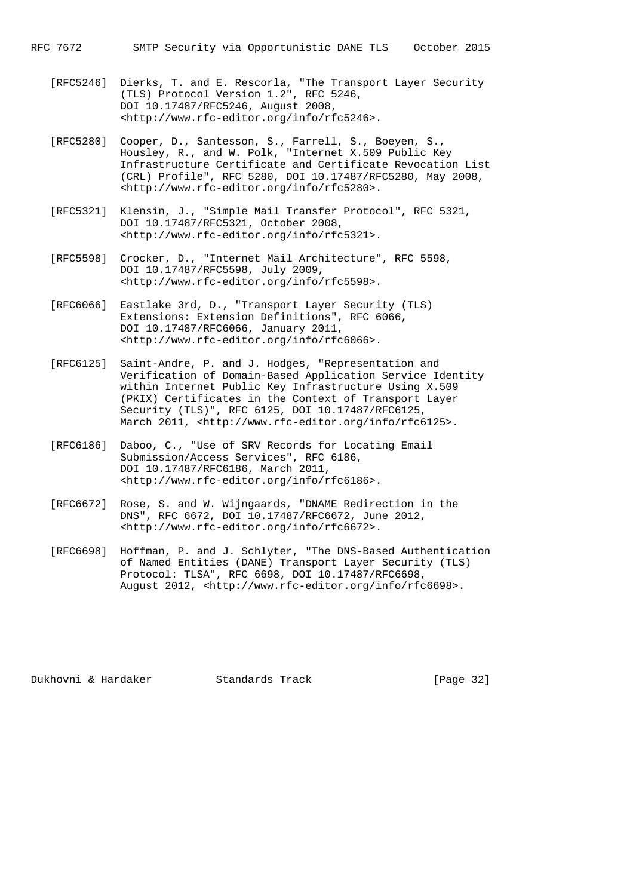[RFC5246] Dierks, T. and E. Rescorla, "The Transport Layer Security (TLS) Protocol Version 1.2", RFC 5246, DOI 10.17487/RFC5246, August 2008, <http://www.rfc-editor.org/info/rfc5246>.

[RFC5280] Cooper, D., Santesson, S., Farrell, S., Boeyen, S., Housley, R., and W. Polk, "Internet X.509 Public Key Infrastructure Certificate and Certificate Revocation List (CRL) Profile", RFC 5280, DOI 10.17487/RFC5280, May 2008, <http://www.rfc-editor.org/info/rfc5280>.

[RFC5321] Klensin, J., "Simple Mail Transfer Protocol", RFC 5321, DOI 10.17487/RFC5321, October 2008, <http://www.rfc-editor.org/info/rfc5321>.

[RFC5598] Crocker, D., "Internet Mail Architecture", RFC 5598, DOI 10.17487/RFC5598, July 2009, <http://www.rfc-editor.org/info/rfc5598>.

[RFC6066] Eastlake 3rd, D., "Transport Layer Security (TLS) Extensions: Extension Definitions", RFC 6066, DOI 10.17487/RFC6066, January 2011, <http://www.rfc-editor.org/info/rfc6066>.

[RFC6125] Saint-Andre, P. and J. Hodges, "Representation and Verification of Domain-Based Application Service Identity within Internet Public Key Infrastructure Using X.509 (PKIX) Certificates in the Context of Transport Layer Security (TLS)", RFC 6125, DOI 10.17487/RFC6125, March 2011, <http://www.rfc-editor.org/info/rfc6125>.

[RFC6186] Daboo, C., "Use of SRV Records for Locating Email Submission/Access Services", RFC 6186, DOI 10.17487/RFC6186, March 2011, <http://www.rfc-editor.org/info/rfc6186>.

[RFC6672] Rose, S. and W. Wijngaards, "DNAME Redirection in the DNS", RFC 6672, DOI 10.17487/RFC6672, June 2012, <http://www.rfc-editor.org/info/rfc6672>.

[RFC6698] Hoffman, P. and J. Schlyter, "The DNS-Based Authentication of Named Entities (DANE) Transport Layer Security (TLS) Protocol: TLSA", RFC 6698, DOI 10.17487/RFC6698, August 2012, <http://www.rfc-editor.org/info/rfc6698>.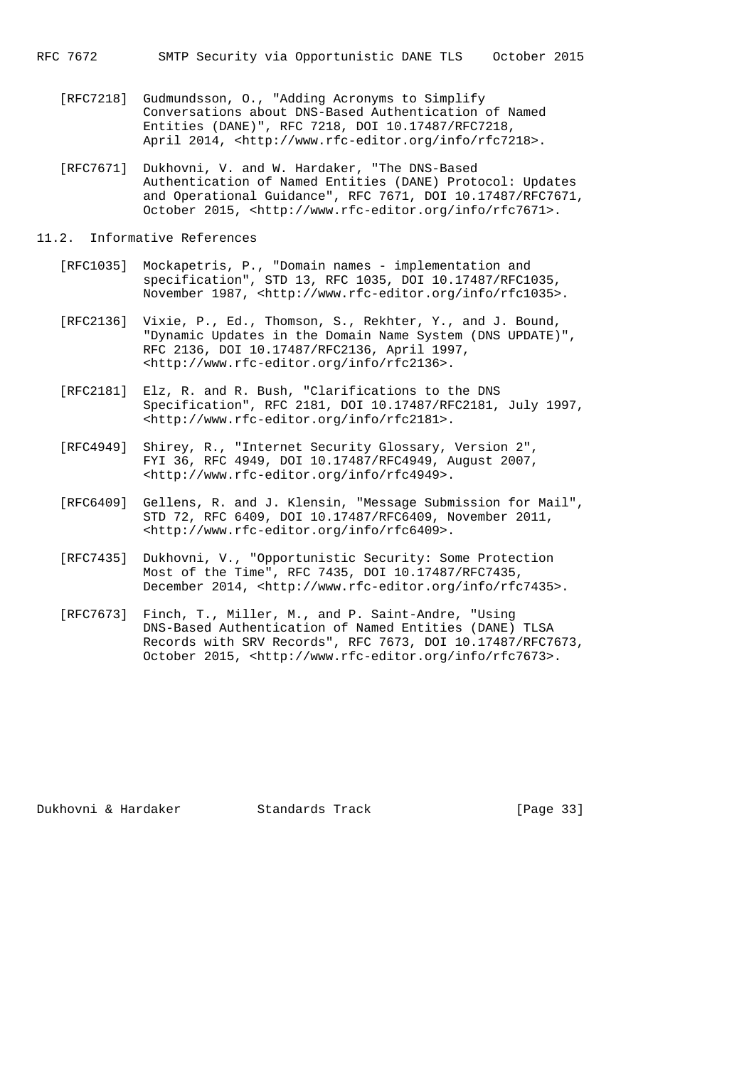[RFC7218] Gudmundsson, O., "Adding Acronyms to Simplify Conversations about DNS-Based Authentication of Named Entities (DANE)", RFC 7218, DOI 10.17487/RFC7218, April 2014, <http://www.rfc-editor.org/info/rfc7218>.

[RFC7671] Dukhovni, V. and W. Hardaker, "The DNS-Based Authentication of Named Entities (DANE) Protocol: Updates and Operational Guidance", RFC 7671, DOI 10.17487/RFC7671, October 2015, <http://www.rfc-editor.org/info/rfc7671>.

## 11.2. Informative References

[RFC1035] Mockapetris, P., "Domain names - implementation and specification", STD 13, RFC 1035, DOI 10.17487/RFC1035, November 1987, <http://www.rfc-editor.org/info/rfc1035>.

[RFC2136] Vixie, P., Ed., Thomson, S., Rekhter, Y., and J. Bound, "Dynamic Updates in the Domain Name System (DNS UPDATE)", RFC 2136, DOI 10.17487/RFC2136, April 1997, <http://www.rfc-editor.org/info/rfc2136>.

[RFC2181] Elz, R. and R. Bush, "Clarifications to the DNS Specification", RFC 2181, DOI 10.17487/RFC2181, July 1997, <http://www.rfc-editor.org/info/rfc2181>.

[RFC4949] Shirey, R., "Internet Security Glossary, Version 2", FYI 36, RFC 4949, DOI 10.17487/RFC4949, August 2007, <http://www.rfc-editor.org/info/rfc4949>.

[RFC6409] Gellens, R. and J. Klensin, "Message Submission for Mail", STD 72, RFC 6409, DOI 10.17487/RFC6409, November 2011, <http://www.rfc-editor.org/info/rfc6409>.

[RFC7435] Dukhovni, V., "Opportunistic Security: Some Protection Most of the Time", RFC 7435, DOI 10.17487/RFC7435, December 2014, <http://www.rfc-editor.org/info/rfc7435>.

[RFC7673] Finch, T., Miller, M., and P. Saint-Andre, "Using DNS-Based Authentication of Named Entities (DANE) TLSA Records with SRV Records", RFC 7673, DOI 10.17487/RFC7673, October 2015, <http://www.rfc-editor.org/info/rfc7673>.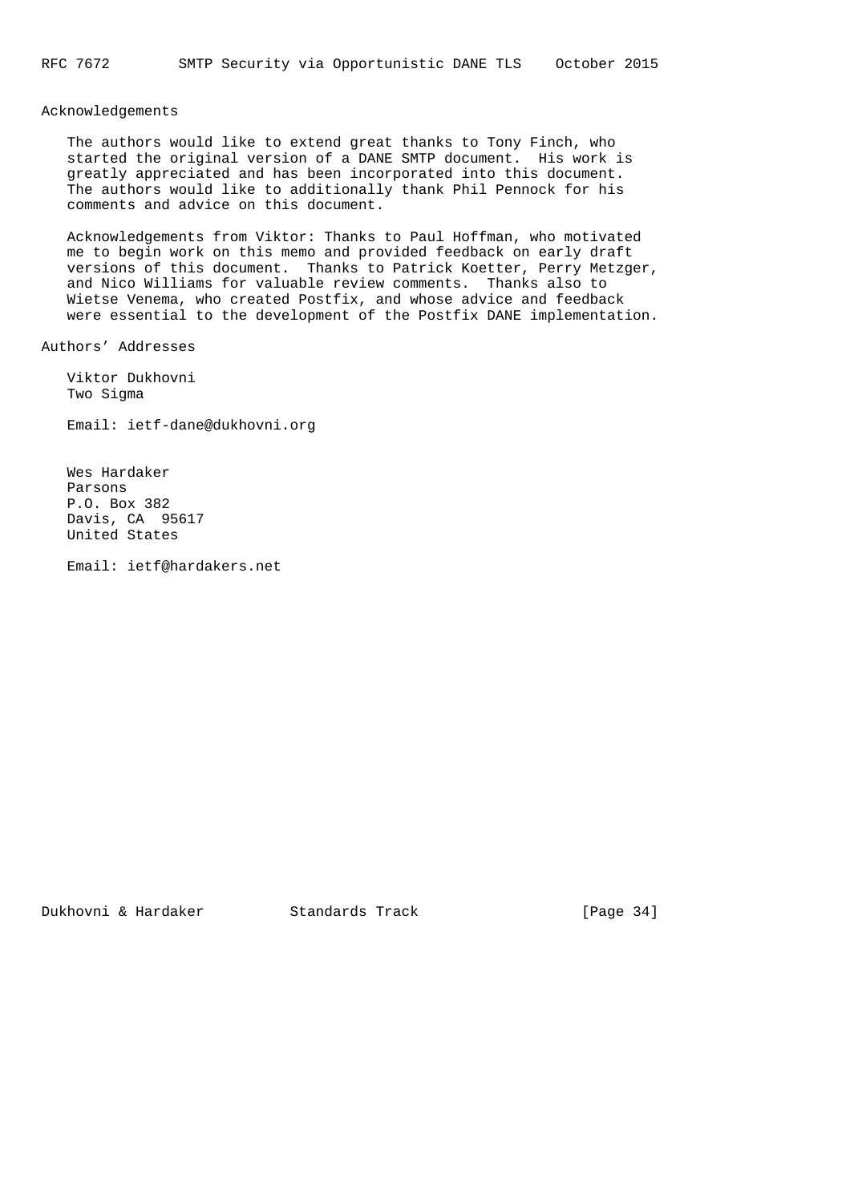## Acknowledgements

The authors would like to extend great thanks to Tony Finch, who started the original version of a DANE SMTP document. His work is greatly appreciated and has been incorporated into this document. The authors would like to additionally thank Phil Pennock for his comments and advice on this document.

Acknowledgements from Viktor: Thanks to Paul Hoffman, who motivated me to begin work on this memo and provided feedback on early draft versions of this document. Thanks to Patrick Koetter, Perry Metzger, and Nico Williams for valuable review comments. Thanks also to Wietse Venema, who created Postfix, and whose advice and feedback were essential to the development of the Postfix DANE implementation.

## Authors' Addresses

Viktor Dukhovni
Two Sigma

Email: ietf-dane@dukhovni.org

Wes Hardaker
Parsons
P.O. Box 382
Davis, CA 95617
United States

Email: ietf@hardakers.net